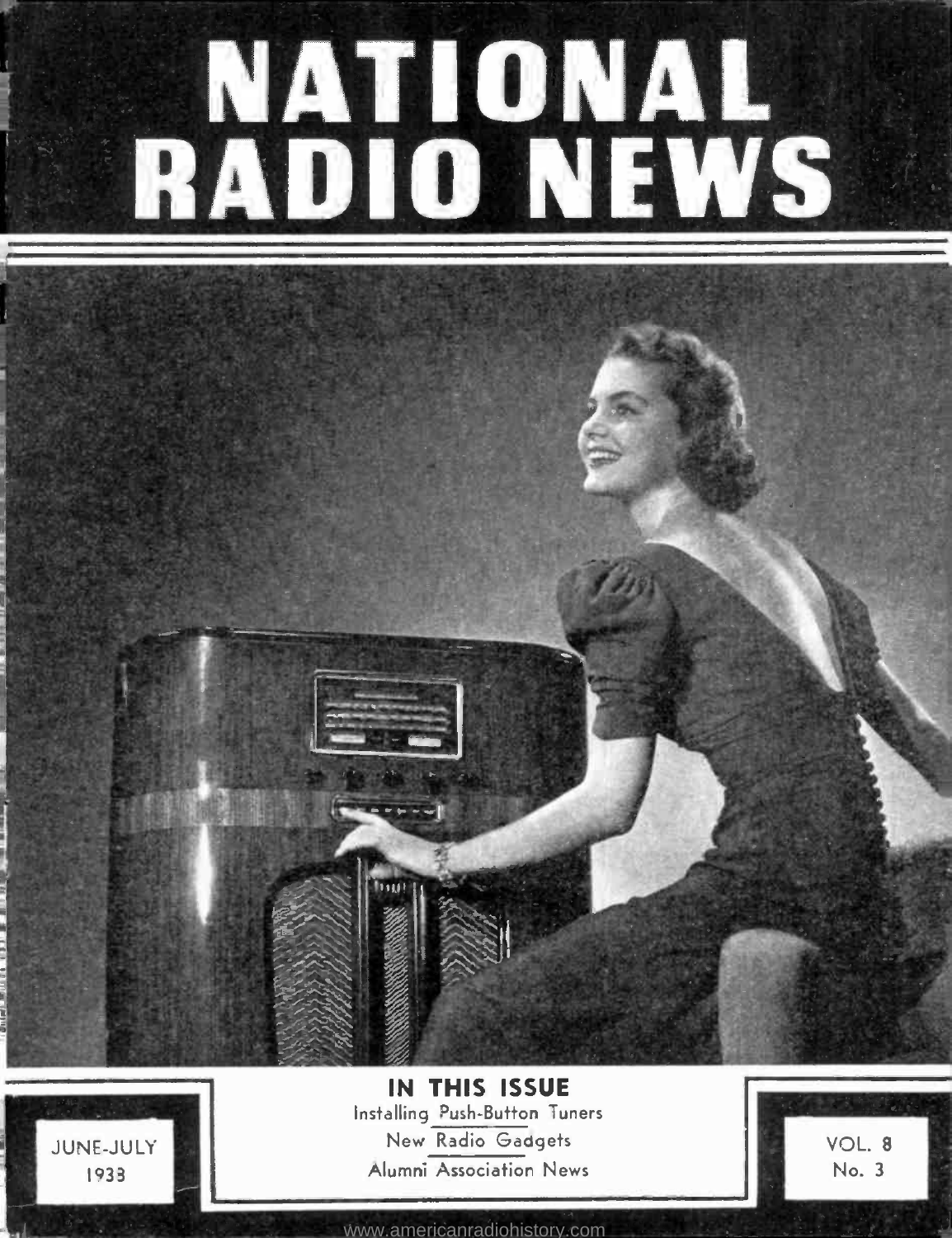# NATIONAL RADIO NEWS

**IN THIS ISSUE**

Installing Push-Button Tuners

New Radio Gadgets

Alumni Association News

JUNE-JULY 1938

VOL. 8 No. 3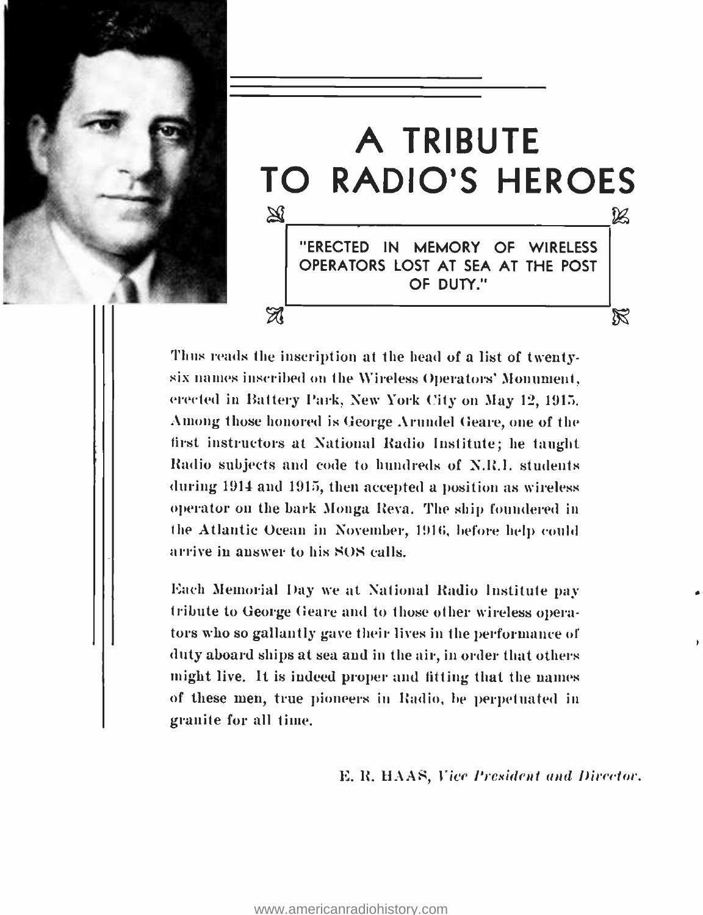# A TRIBUTE TO RADIO'S HEROES

"ERECTED IN MEMORY OF WIRELESS OPERATORS LOST AT SEA AT THE POST OF DUTY."

Thus reads the inscription at the head of a list of twenty-six names inscribed on the Wireless Operators' Monument, erected in Battery Park, New York City on May 12, 1915. Among those honored is George Arundel Geare, one of the first instructors at National Radio Institute; he taught Radio subjects and code to hundreds of N.R.I. students during 1914 and 1915, then accepted a position as wireless operator on the bark Monga Reva. The ship foundered in the Atlantic Ocean in November, 1916, before help could arrive in answer to his SOS calls.

Each Memorial Day we at National Radio Institute pay tribute to George Geare and to those other wireless operators who so gallantly gave their lives in the performance of duty aboard ships at sea and in the air, in order that others might live. It is indeed proper and fitting that the names of these men, true pioneers in Radio, be perpetuated in granite for all time.

E. R. HAAS, *Vice President and Director.*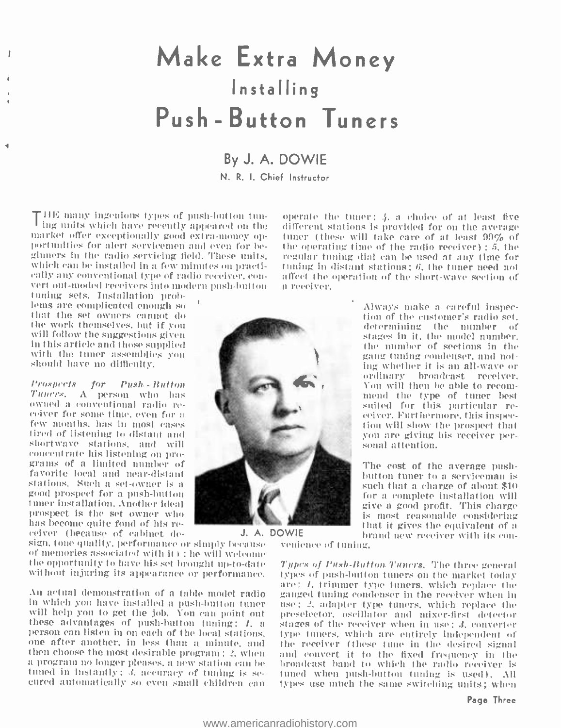# Make Extra Money

## Installing

# Push-Button Tuners

### By J. A. DOWIE

N. R. I. Chief Instructor

THE many ingenious types of push-button tuning units which have recently appeared on the market offer exceptionally good extra-money opportunities for alert servicemen and even for beginners in the radio servicing field. These units, which can be installed in a few minutes on practically any conventional type of radio receiver, convert out-moded receivers into modern push-button tuning sets. Installation problems are complicated enough so that the set owners cannot do the work themselves, but if you will follow the suggestions given in this article and those supplied with the tuner assemblies you should have no difficulty.

*Prospects for Push-Button Tuners.* A person who has owned a conventional radio receiver for some time, even for a few months, has in most cases tired of listening to distant and shortwave stations, and will concentrate his listening on programs of a limited number of favorite local and near-distant stations. Such a set-owner is a good prospect for a push-button tuner installation. Another ideal prospect is the set owner who has become quite fond of his receiver (because of cabinet design, tone quality, performance or simply because of memories associated with it): he will welcome the opportunity to have his set brought up-to-date without injuring its appearance or performance.

An actual demonstration of a table model radio in which you have installed a push-button tuner will help you to get the job. You can point out these advantages of push-button tuning: *1*, a person can listen in on each of the local stations, one after another, in less than a minute, and then choose the most desirable program; *2*, when a program no longer pleases, a new station can be tuned in instantly; *3*, accuracy of tuning is secured automatically so even small children can operate the tuner; *4*, a choice of at least five different stations is provided for on the average tuner (these will take care of at least 99% of the operating time of the radio receiver); *5*, the regular tuning dial can be used at any time for tuning in distant stations; *6*, the tuner need not affect the operation of the short-wave section of a receiver.

J. A. DOWIE

Always make a careful inspection of the customer's radio set, determining the number of stages in it, the model number, the number of sections in the gang tuning condenser, and noting whether it is an all-wave or ordinary broadcast receiver. You will then be able to recommend the type of tuner best suited for this particular receiver. Furthermore, this inspection will show the prospect that you are giving his receiver personal attention.

The cost of the average push-button tuner to a serviceman is such that a charge of about $10 for a complete installation will give a good profit. This charge is most reasonable considering that it gives the equivalent of a brand new receiver with its convenience of tuning.

*Types of Push-Button Tuners.* The three general types of push-button tuners on the market today are: *1*, trimmer type tuners, which replace the ganged tuning condenser in the receiver when in use; *2*, adapter type tuners, which replace the preselector, oscillator and mixer-first detector stages of the receiver when in use; *3*, converter type tuners, which are entirely independent of the receiver (these tune in the desired signal and convert it to the fixed frequency in the broadcast band to which the radio receiver is tuned when push-button tuning is used). All types use much the same switching units; when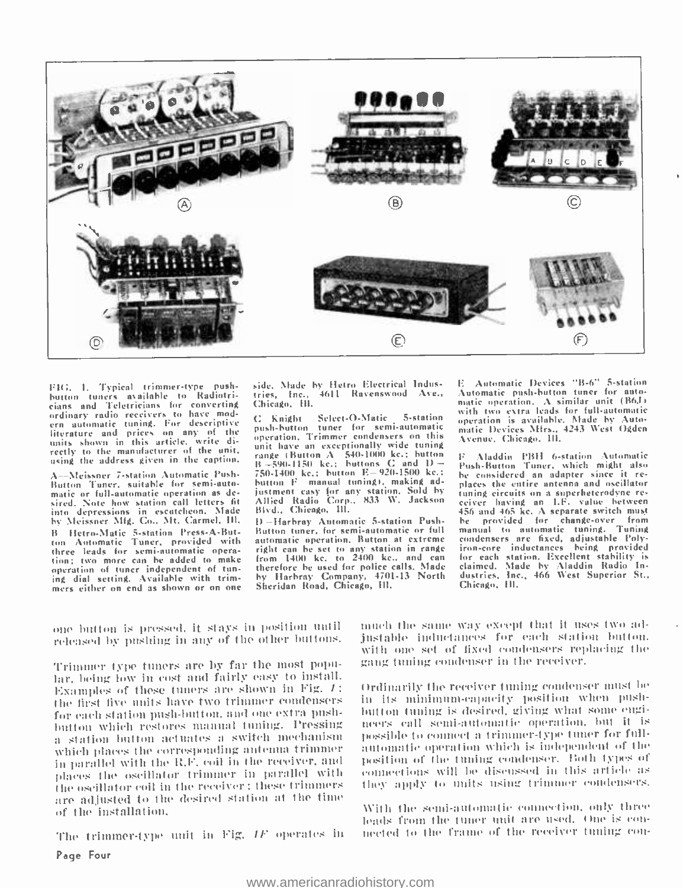FIG. 1. Typical trimmer-type push-button tuners available to Radiotricians and Teletricians for converting ordinary radio receivers to have modern automatic tuning. For descriptive literature and prices on any of the units shown in this article, write directly to the manufacturer of the unit, using the address given in the caption.

A—Meissner 7-station Automatic Push-Button Tuner, suitable for semi-automatic or full-automatic operation as desired. Note how station call letters fit into depressions in escutcheon. Made by Meissner Mfg. Co., Mt. Carmel, Ill.

B—Hetro-Matic 5-station Press-A-Button Automatic Tuner, provided with three leads for semi-automatic operation; two more can be added to make operation of tuner independent of tuning dial setting. Available with trimmers either on end as shown or on one side. Made by Hetro Electrical Industries, Inc., 4611 Ravenswood Ave., Chicago, Ill.

C—Knight Select-O-Matic 5-station push-button tuner for semi-automatic operation. Trimmer condensers on this unit have an exceptionally wide tuning range (Button A—540-1000 kc.; button B—590-1150 kc.; buttons C and D—750-1400 kc.; button E—920-1500 kc.; button F—manual tuning), making adjustment easy for any station. Sold by Allied Radio Corp., 833 W. Jackson Blvd., Chicago, Ill.

D—Harbray Automatic 5-station Push-Button tuner, for semi-automatic or full automatic operation. Button at extreme right can be set to any station in range from 1400 kc. to 2400 kc., and can therefore be used for police calls. Made by Harbray Company, 4701-13 North Sheridan Road, Chicago, Ill.

E—Automatic Devices "B-6" 5-station Automatic push-button tuner for automatic operation. A similar unit (B6J) with two extra leads for full-automatic operation is available. Made by Automatic Devices Mfrs., 4243 West Ogden Avenue, Chicago, Ill.

F—Aladdin PBH 6-station Automatic Push-Button Tuner, which might also be considered an adapter since it replaces the entire antenna and oscillator tuning circuits on a superheterodyne receiver having an I.F. value between 456 and 465 kc. A separate switch must be provided for change-over from manual to automatic tuning. Tuning condensers are fixed, adjustable Polyiron-core inductances being provided for each station. Excellent stability is claimed. Made by Aladdin Radio Industries, Inc., 466 West Superior St., Chicago, Ill.

one button is pressed, it stays in position until released by pushing in any of the other buttons.

Trimmer type tuners are by far the most popular, being low in cost and fairly easy to install. Examples of these tuners are shown in Fig. *1*; the first five units have two trimmer condensers for each station push-button, and one extra push-button which restores manual tuning. Pressing a station button actuates a switch mechanism which places the corresponding antenna trimmer in parallel with the R.F. coil in the receiver, and places the oscillator trimmer in parallel with the oscillator coil in the receiver; these trimmers are adjusted to the desired station at the time of the installation.

The trimmer-type unit in Fig. *1F* operates in much the same way except that it uses two adjustable inductances for each station button, with one set of fixed condensers replacing the gang tuning condenser in the receiver.

Ordinarily the receiver tuning condenser must be in its minimum-capacity position when push-button tuning is desired, giving what some engineers call semi-automatic operation, but it is possible to connect a trimmer-type tuner for full-automatic operation which is independent of the position of the tuning condenser. Both types of connections will be discussed in this article as they apply to units using trimmer condensers.

With the semi-automatic connection, only three leads from the tuner unit are used. One is connected to the frame of the receiver tuning con-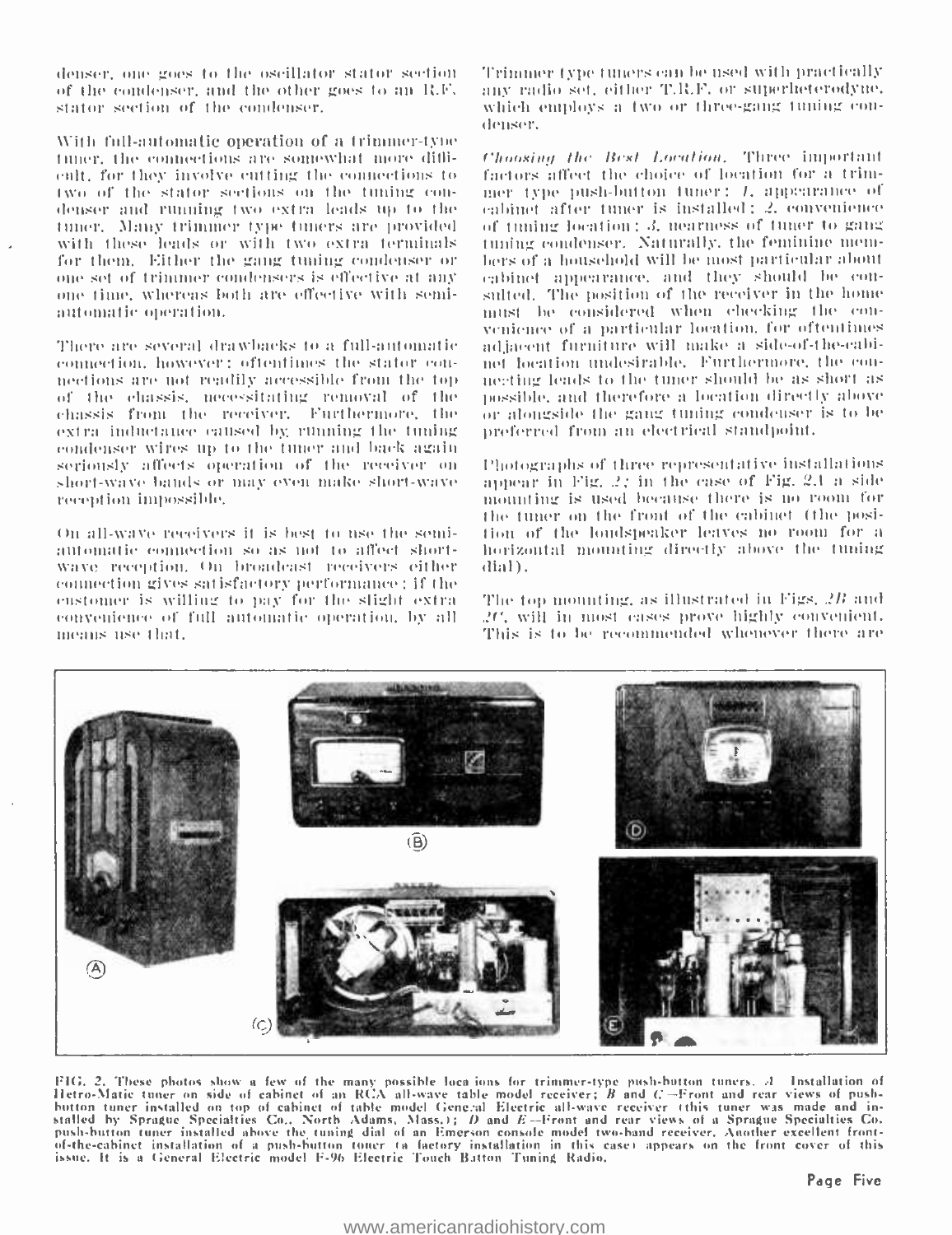denser, one goes to the oscillator stator section of the condenser, and the other goes to an R.F. stator section of the condenser.

With full-automatic operation of a trimmer-type tuner, the connections are somewhat more difficult, for they involve cutting the connections to two of the stator sections on the tuning condenser and running two extra leads up to the tuner. Many trimmer type tuners are provided with these leads or with two extra terminals for them. Either the gang tuning condenser or one set of trimmer condensers is effective at any one time, whereas both are effective with semi-automatic operation.

There are several drawbacks to a full-automatic connection, however: oftentimes the stator connections are not readily accessible from the top of the chassis, necessitating removal of the chassis from the receiver. Furthermore, the extra inductance caused by running the tuning condenser wires up to the tuner and back again seriously affects operation of the receiver on short-wave bands or may even make short-wave reception impossible.

On all-wave receivers it is best to use the semi-automatic connection so as not to affect short-wave reception. On broadcast receivers either connection gives satisfactory performance; if the customer is willing to pay for the slight extra convenience of full automatic operation, by all means use that.

Trimmer type tuners can be used with practically any radio set, either T.R.F. or superheterodyne, which employs a two or three-gang tuning condenser.

*Choosing the Best Location.* Three important factors affect the choice of location for a trimmer type push-button tuner: *1*, appearance of cabinet after tuner is installed; *2*, convenience of tuning location; *3*, nearness of tuner to gang tuning condenser. Naturally, the feminine members of a household will be most particular about cabinet appearance, and they should be consulted. The position of the receiver in the home must be considered when checking the convenience of a particular location, for oftentimes adjacent furniture will make a side-of-the-cabinet location undesirable. Furthermore, the connecting leads to the tuner should be as short as possible, and therefore a location directly above or alongside the gang tuning condenser is to be preferred from an electrical standpoint.

Photographs of three representative installations appear in Fig. *2*; in the case of Fig. *2A* a side mounting is used because there is no room for the tuner on the front of the cabinet (the position of the loudspeaker leaves no room for a horizontal mounting directly above the tuning dial).

The top mounting, as illustrated in Figs. *2B* and *2C*, will in most cases prove highly convenient. This is to be recommended whenever there are

FIG. 2. These photos show a few of the many possible locations for trimmer-type push-button tuners. *A*—Installation of Hetro-Matic tuner on side of cabinet of an RCA all-wave table model receiver; *B* and *C*—Front and rear views of push-button tuner installed on top of cabinet of table model General Electric all-wave receiver (this tuner was made and installed by Sprague Specialties Co., North Adams, Mass.); *D* and *E*—Front and rear views of a Sprague Specialties Co. push-button tuner installed above the tuning dial of an Emerson console model two-band receiver. Another excellent front-of-the-cabinet installation of a push-button tuner (a factory installation in this case) appears on the front cover of this issue. It is a General Electric model F-96 Electric Touch Button Tuning Radio.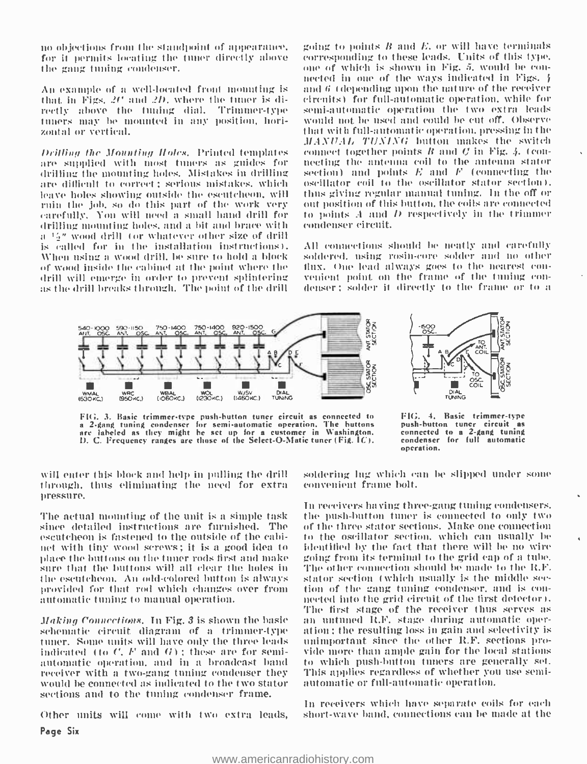no objections from the standpoint of appearance, for it permits locating the tuner directly above the gang tuning condenser.

An example of a well-located front mounting is that in Figs. 2C and 2D, where the tuner is directly above the tuning dial. Trimmer-type tuners may be mounted in any position, horizontal or vertical.

*Drilling the Mounting Holes.* Printed templates are supplied with most tuners as guides for drilling the mounting holes. Mistakes in drilling are difficult to correct; serious mistakes, which leave holes showing outside the escutcheon, will ruin the job, so do this part of the work very carefully. You will need a small hand drill for drilling mounting holes, and a bit and brace with a ½" wood drill (or whatever other size of drill is called for in the installation instructions). When using a wood drill, be sure to hold a block of wood inside the cabinet at the point where the drill will emerge in order to prevent splintering as the drill breaks through. The point of the drill will enter this block and help in pulling the drill through, thus eliminating the need for extra pressure.

The actual mounting of the unit is a simple task since detailed instructions are furnished. The escutcheon is fastened to the outside of the cabinet with tiny wood screws; it is a good idea to place the buttons on the tuner rods first and make sure that the buttons will all clear the holes in the escutcheon. An odd-colored button is always provided for that rod which changes over from automatic tuning to manual operation.

*Making Connections.* In Fig. 3 is shown the basic schematic circuit diagram of a trimmer-type tuner. Some units will have only the three leads indicated (to C, F and G); these are for semi-automatic operation, and in a broadcast band receiver with a two-gang tuning condenser they would be connected as indicated to the two stator sections and to the tuning condenser frame.

Other units will come with two extra leads, going to points B and E, or will have terminals corresponding to these leads. Units of this type, one of which is shown in Fig. 5, would be connected in one of the ways indicated in Figs. 4 and 6 (depending upon the nature of the receiver circuits) for full-automatic operation, while for semi-automatic operation the two extra leads would not be used and could be cut off. Observe that with full-automatic operation, pressing in the *MANUAL TUNING* button makes the switch connect together points B and C in Fig. 4 (connecting the antenna coil to the antenna stator section) and points E and F (connecting the oscillator coil to the oscillator stator section), thus giving regular manual tuning. In the off or out position of this button, the coils are connected to points A and D respectively in the trimmer condenser circuit.

All connections should be neatly and carefully soldered, using rosin-core solder and no other flux. One lead always goes to the nearest convenient point on the frame of the tuning condenser; solder it directly to the frame or to a soldering lug which can be slipped under some convenient frame bolt.

FIG. 3. Basic trimmer-type push-button tuner circuit as connected to a 2-gang tuning condenser for semi-automatic operation. The buttons are labeled as they might be set up for a customer in Washington, D. C. Frequency ranges are those of the Select-O-Matic tuner (Fig. 1C).

FIG. 4. Basic trimmer-type push-button tuner circuit as connected to a 2-gang tuning condenser for full automatic operation.

In receivers having three-gang tuning condensers, the push-button tuner is connected to only two of the three stator sections. Make one connection to the oscillator section, which can usually be identified by the fact that there will be no wire going from its terminal to the grid cap of a tube. The other connection should be made to the R.F. stator section (which usually is the middle section of the gang tuning condenser, and is connected into the grid circuit of the first detector). The first stage of the receiver thus serves as an untuned R.F. stage during automatic operation; the resulting loss in gain and selectivity is unimportant since the other R.F. sections provide more than ample gain for the local stations to which push-button tuners are generally set. This applies regardless of whether you use semi-automatic or full-automatic operation.

In receivers which have separate coils for each short-wave band, connections can be made at the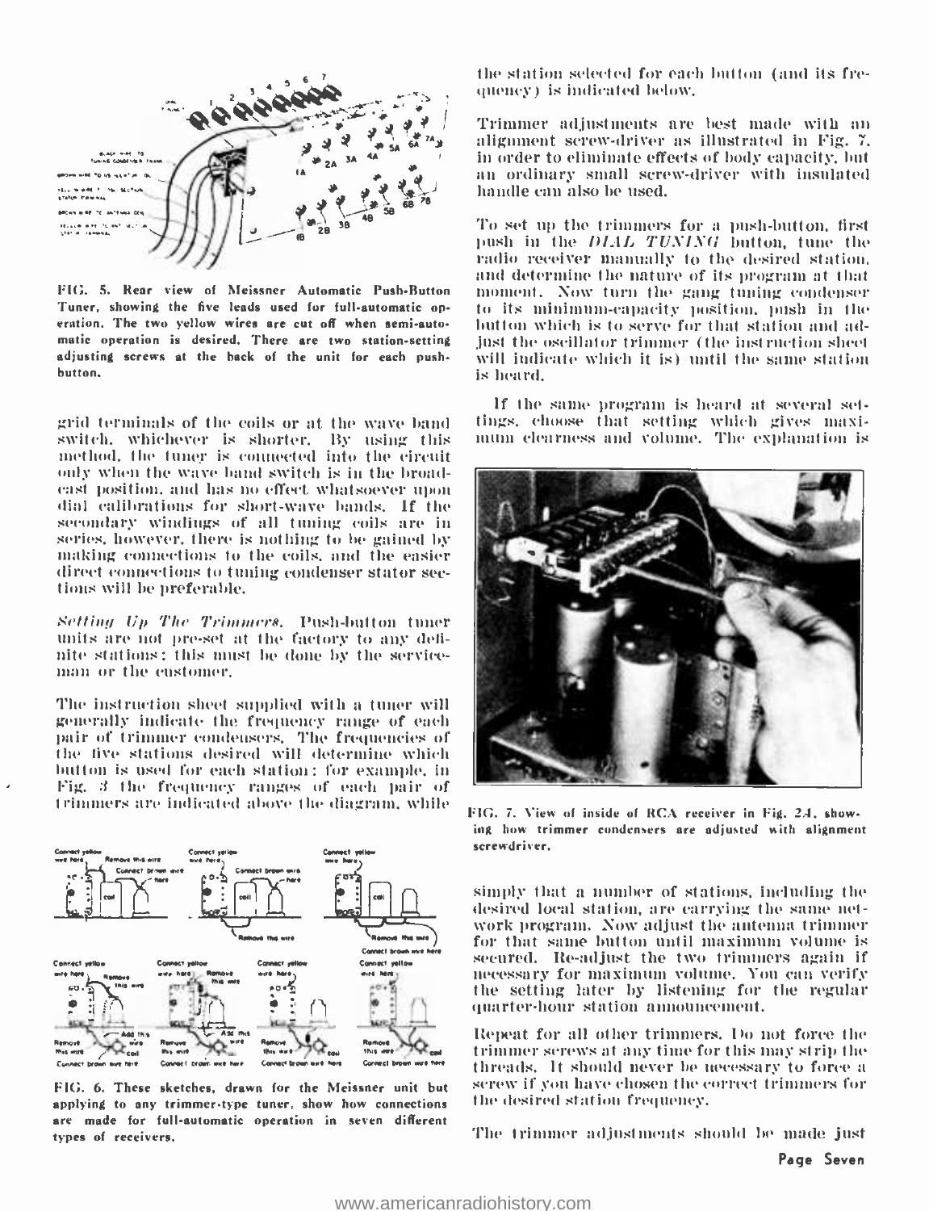FIG. 5. Rear view of Meissner Automatic Push-Button Tuner, showing the five leads used for full-automatic operation. The two yellow wires are cut off when semi-automatic operation is desired. There are two station-setting adjusting screws at the back of the unit for each push-button.

grid terminals of the coils or at the wave band switch, whichever is shorter. By using this method, the tuner is connected into the circuit only when the wave band switch is in the broadcast position, and has no effect whatsoever upon dial calibrations for short-wave bands. If the secondary windings of all tuning coils are in series, however, there is nothing to be gained by making connections to the coils, and the easier direct connections to tuning condenser stator sections will be preferable.

*Setting Up The Trimmers.* Push-button tuner units are not pre-set at the factory to any definite stations; this must be done by the serviceman or the customer.

The instruction sheet supplied with a tuner will generally indicate the frequency range of each pair of trimmer condensers. The frequencies of the five stations desired will determine which button is used for each station; for example, in Fig. 3 the frequency ranges of each pair of trimmers are indicated above the diagram, while

FIG. 6. These sketches, drawn for the Meissner unit but applying to any trimmer-type tuner, show how connections are made for full-automatic operation in seven different types of receivers.

the station selected for each button (and its frequency) is indicated below.

Trimmer adjustments are best made with an alignment screw-driver as illustrated in Fig. 7, in order to eliminate effects of body capacity, but an ordinary small screw-driver with insulated handle can also be used.

To set up the trimmers for a push-button, first push in the *DIAL TUNING* button, tune the radio receiver manually to the desired station, and determine the nature of its program at that moment. Now turn the gang tuning condenser to its minimum-capacity position, push in the button which is to serve for that station and adjust the oscillator trimmer (the instruction sheet will indicate which it is) until the same station is heard.

If the same program is heard at several settings, choose that setting which gives maximum clearness and volume. The explanation is simply that a number of stations, including the desired local station, are carrying the same network program. Now adjust the antenna trimmer for that same button until maximum volume is secured. Re-adjust the two trimmers again if necessary for maximum volume. You can verify the setting later by listening for the regular quarter-hour station announcement.

FIG. 7. View of inside of RCA receiver in Fig. 2A, showing how trimmer condensers are adjusted with alignment screwdriver.

Repeat for all other trimmers. Do not force the trimmer screws at any time for this may strip the threads. It should never be necessary to force a screw if you have chosen the correct trimmers for the desired station frequency.

The trimmer adjustments should be made just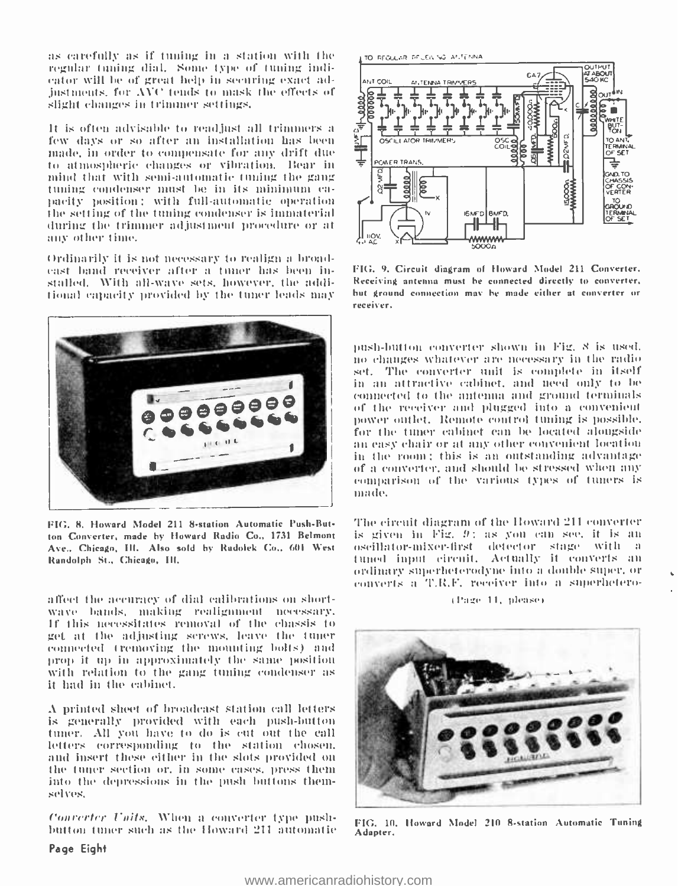as carefully as if tuning in a station with the regular tuning dial. Some type of tuning indicator will be of great help in securing exact adjustments, for AVC tends to mask the effects of slight changes in trimmer settings.

It is often advisable to readjust all trimmers a few days or so after an installation has been made, in order to compensate for any drift due to atmospheric changes or vibration. Bear in mind that with semi-automatic tuning the gang tuning condenser must be in its minimum capacity position; with full-automatic operation the setting of the tuning condenser is immaterial during the trimmer adjustment procedure or at any other time.

Ordinarily it is not necessary to realign a broadcast band receiver after a tuner has been installed. With all-wave sets, however, the additional capacity provided by the tuner leads may affect the accuracy of dial calibrations on short-wave bands, making realignment necessary. If this necessitates removal of the chassis to get at the adjusting screws, leave the tuner connected (removing the mounting bolts) and prop it up in approximately the same position with relation to the gang tuning condenser as it had in the cabinet.

A printed sheet of broadcast station call letters is generally provided with each push-button tuner. All you have to do is cut out the call letters corresponding to the station chosen, and insert these either in the slots provided on the tuner section or, in some cases, press them into the depressions in the push buttons themselves.

*Converter Units.* When a converter type push-button tuner such as the Howard 211 automatic push-button converter shown in Fig. 8 is used, no changes whatever are necessary in the radio set. The converter unit is complete in itself in an attractive cabinet, and need only to be connected to the antenna and ground terminals of the receiver and plugged into a convenient power outlet. Remote control tuning is possible, for the tuner cabinet can be located alongside an easy chair or at any other convenient location in the room; this is an outstanding advantage of a converter, and should be stressed when any comparison of the various types of tuners is made.

The circuit diagram of the Howard 211 converter is given in Fig. 9; as you can see, it is an oscillator-mixer-first detector stage with a tuned input circuit. Actually it converts an ordinary superheterodyne into a double super, or converts a T.R.F. receiver into a superhetero-

(Page 11, please)

FIG. 8. Howard Model 211 8-station Automatic Push-Button Converter, made by Howard Radio Co., 1731 Belmont Ave., Chicago, Ill. Also sold by Radolek Co., 601 West Randolph St., Chicago, Ill.

FIG. 9. Circuit diagram of Howard Model 211 Converter. Receiving antenna must be connected directly to converter, but ground connection may be made either at converter or receiver.

FIG. 10. Howard Model 210 8-station Automatic Tuning Adapter.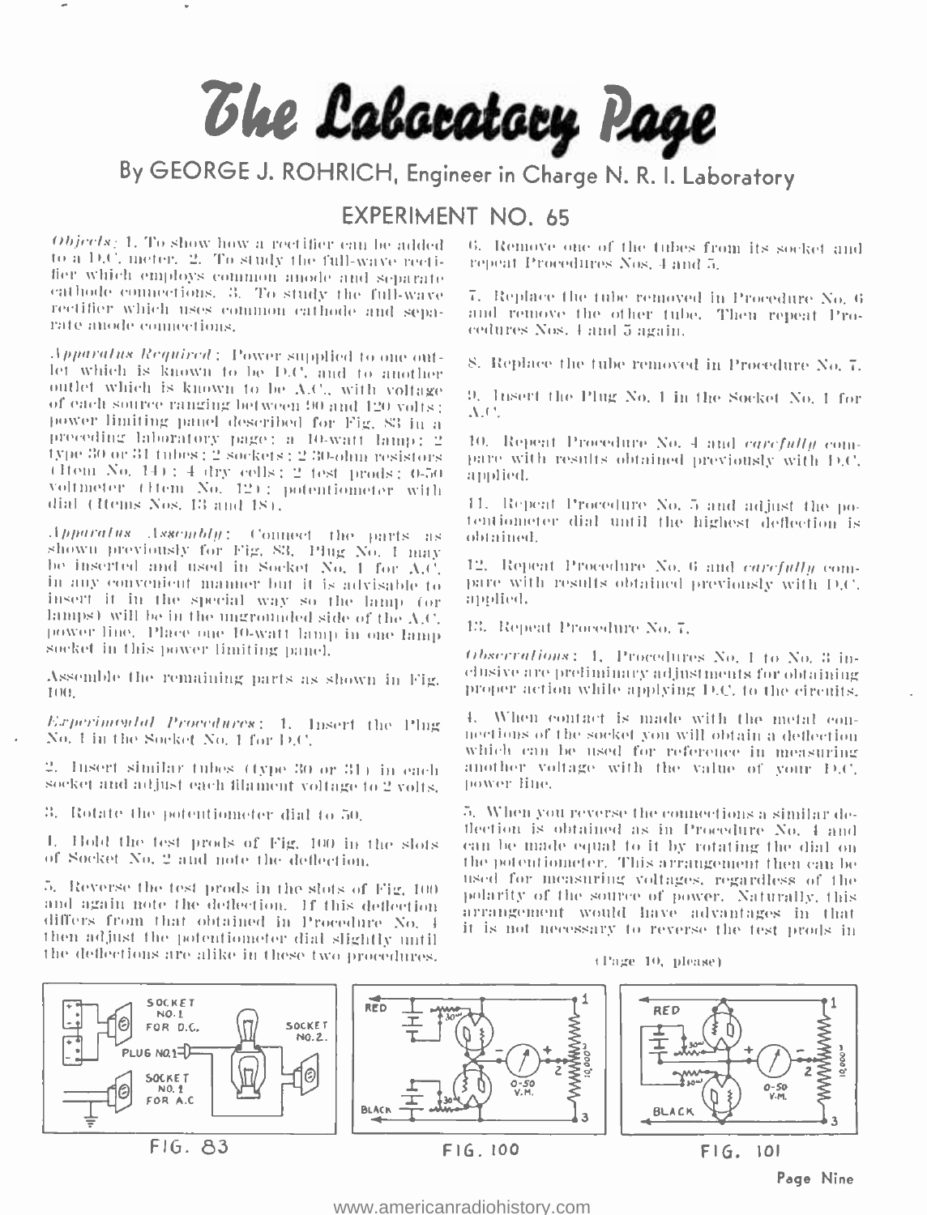# The Laboratory Page

## By GEORGE J. ROHRICH, Engineer in Charge N. R. I. Laboratory

### EXPERIMENT NO. 65

*Objects:* 1. To show how a rectifier can be added to a D.C. meter. 2. To study the full-wave rectifier which employs common anode and separate cathode connections. 3. To study the full-wave rectifier which uses common cathode and separate anode connections.

*Apparatus Required:* Power supplied to one outlet which is known to be D.C. and to another outlet which is known to be A.C., with voltage of each source ranging between 90 and 120 volts; power limiting panel described for Fig. 83 in a preceding laboratory page; a 10-watt lamp; 2 type 30 or 31 tubes; 2 sockets; 2 30-ohm resistors (Item No. 14); 4 dry cells; 2 test prods; 0-50 voltmeter (Item No. 12); potentiometer with dial (Items Nos. 13 and 18).

*Apparatus Assembly:* Connect the parts as shown previously for Fig. 83. Plug No. 1 may be inserted and used in Socket No. 1 for A.C. in any convenient manner but it is advisable to insert it in the special way so the lamp (or lamps) will be in the ungrounded side of the A.C. power line. Place one 10-watt lamp in one lamp socket in this power limiting panel.

Assemble the remaining parts as shown in Fig. 100.

*Experimental Procedures:* 1. Insert the Plug No. 1 in the Socket No. 1 for D.C.

2. Insert similar tubes (type 30 or 31) in each socket and adjust each filament voltage to 2 volts.

3. Rotate the potentiometer dial to 50.

4. Hold the test prods of Fig. 100 in the slots of Socket No. 2 and note the deflection.

5. Reverse the test prods in the slots of Fig. 100 and again note the deflection. If this deflection differs from that obtained in Procedure No. 4 then adjust the potentiometer dial slightly until the deflections are alike in these two procedures.

6. Remove one of the tubes from its socket and repeat Procedures Nos. 4 and 5.

7. Replace the tube removed in Procedure No. 6 and remove the other tube. Then repeat Procedures Nos. 4 and 5 again.

8. Replace the tube removed in Procedure No. 7.

9. Insert the Plug No. 1 in the Socket No. 1 for A.C.

10. Repeat Procedure No. 4 and *carefully* compare with results obtained previously with D.C. applied.

11. Repeat Procedure No. 5 and adjust the potentiometer dial until the highest deflection is obtained.

12. Repeat Procedure No. 6 and *carefully* compare with results obtained previously with D.C. applied.

13. Repeat Procedure No. 7.

*Observations:* 1. Procedures No. 1 to No. 3 inclusive are preliminary adjustments for obtaining proper action while applying D.C. to the circuits.

4. When contact is made with the metal connections of the socket you will obtain a deflection which can be used for reference in measuring another voltage with the value of your D.C. power line.

5. When you reverse the connections a similar deflection is obtained as in Procedure No. 4 and can be made equal to it by rotating the dial on the potentiometer. This arrangement then can be used for measuring voltages, regardless of the polarity of the source of power. Naturally, this arrangement would have advantages in that it is not necessary to reverse the test prods in

(Page 10, please)

FIG. 83

FIG. 100

FIG. 101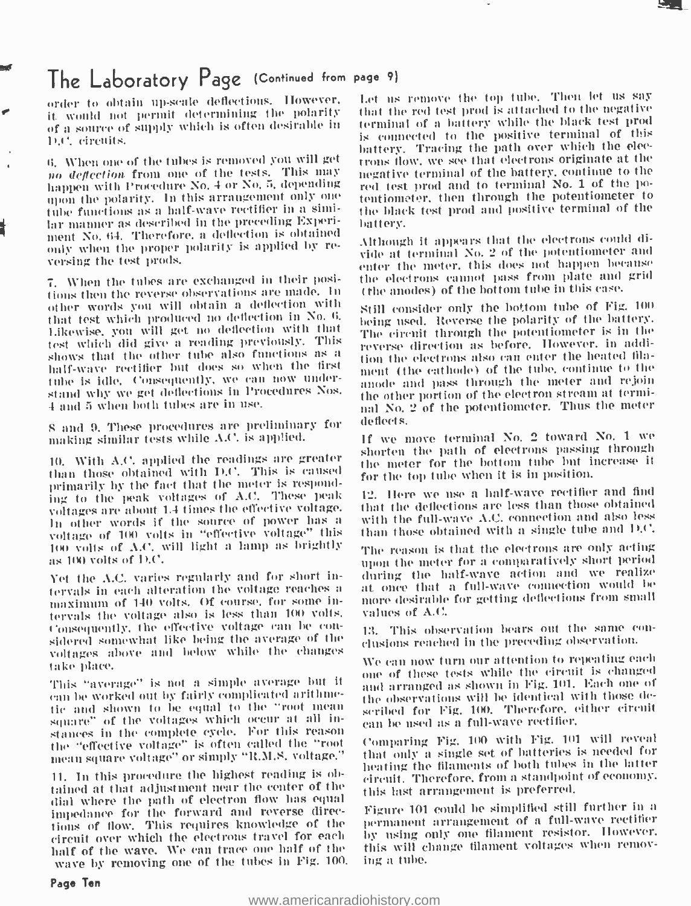# The Laboratory Page (Continued from page 9)

order to obtain up-scale deflections. However, it would not permit determining the polarity of a source of supply which is often desirable in D.C. circuits.

6. When one of the tubes is removed you will get *no deflection* from one of the tests. This may happen with Procedure No. 4 or No. 5, depending upon the polarity. In this arrangement only one tube functions as a half-wave rectifier in a similar manner as described in the preceding Experiment No. 64. Therefore, a deflection is obtained only when the proper polarity is applied by reversing the test prods.

7. When the tubes are exchanged in their positions then the reverse observations are made. In other words you will obtain a deflection with that test which produced no deflection in No. 6. Likewise, you will get no deflection with that test which did give a reading previously. This shows that the other tube also functions as a half-wave rectifier but does so when the first tube is idle. Consequently, we can now understand why we get deflections in Procedures Nos. 4 and 5 when both tubes are in use.

8 and 9. These procedures are preliminary for making similar tests while A.C. is applied.

10. With A.C. applied the readings are greater than those obtained with D.C. This is caused primarily by the fact that the meter is responding to the peak voltages of A.C. These peak voltages are about 1.4 times the effective voltage. In other words if the source of power has a voltage of 100 volts in "effective voltage" this 100 volts of A.C. will light a lamp as brightly as 100 volts of D.C.

Yet the A.C. varies regularly and for short intervals in each alteration the voltage reaches a maximum of 140 volts. Of course, for some intervals the voltage also is less than 100 volts. Consequently, the effective voltage can be considered somewhat like being the average of the voltages above and below while the changes take place.

This "average" is not a simple average but it can be worked out by fairly complicated arithmetic and shown to be equal to the "root mean square" of the voltages which occur at all instances in the complete cycle. For this reason the "effective voltage" is often called the "root mean square voltage" or simply "R.M.S. voltage."

11. In this procedure the highest reading is obtained at that adjustment near the center of the dial where the path of electron flow has equal impedance for the forward and reverse directions of flow. This requires knowledge of the circuit over which the electrons travel for each half of the wave. We can trace one half of the wave by removing one of the tubes in Fig. 100. Let us remove the top tube. Then let us say that the red test prod is attached to the negative terminal of a battery while the black test prod is connected to the positive terminal of this battery. Tracing the path over which the electrons flow, we see that electrons originate at the negative terminal of the battery, continue to the red test prod and to terminal No. 1 of the potentiometer, then through the potentiometer to the black test prod and positive terminal of the battery.

Although it appears that the electrons could divide at terminal No. 2 of the potentiometer and enter the meter, this does not happen because the electrons cannot pass from plate and grid (the anodes) of the bottom tube in this case.

Still consider only the bottom tube of Fig. 100 being used. Reverse the polarity of the battery. The circuit through the potentiometer is in the reverse direction as before. However, in addition the electrons also can enter the heated filament (the cathode) of the tube, continue to the anode and pass through the meter and rejoin the other portion of the electron stream at terminal No. 2 of the potentiometer. Thus the meter deflects.

If we move terminal No. 2 toward No. 1 we shorten the path of electrons passing through the meter for the bottom tube but increase it for the top tube when it is in position.

12. Here we use a half-wave rectifier and find that the deflections are less than those obtained with the full-wave A.C. connection and also less than those obtained with a single tube and D.C.

The reason is that the electrons are only acting upon the meter for a comparatively short period during the half-wave action and we realize at once that a full-wave connection would be more desirable for getting deflections from small values of A.C.

13. This observation bears out the same conclusions reached in the preceding observation.

We can now turn our attention to repeating each one of these tests while the circuit is changed and arranged as shown in Fig. 101. Each one of the observations will be identical with those described for Fig. 100. Therefore, either circuit can be used as a full-wave rectifier.

Comparing Fig. 100 with Fig. 101 will reveal that only a single set of batteries is needed for heating the filaments of both tubes in the latter circuit. Therefore, from a standpoint of economy, this last arrangement is preferred.

Figure 101 could be simplified still further in a permanent arrangement of a full-wave rectifier by using only one filament resistor. However, this will change filament voltages when removing a tube.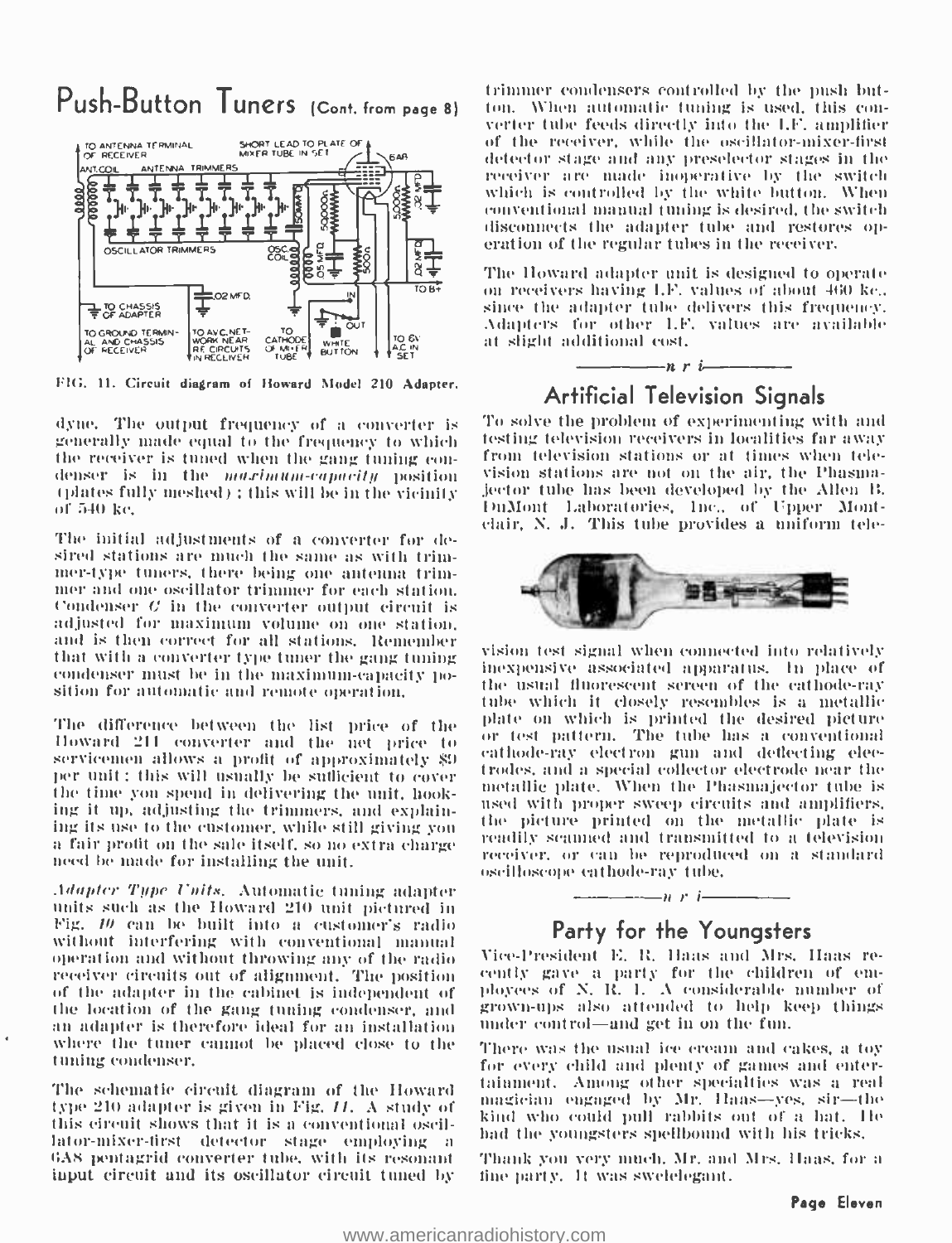## Push-Button Tuners (Cont. from page 8)

FIG. 11. Circuit diagram of Howard Model 210 Adapter.

dyne. The output frequency of a converter is generally made equal to the frequency to which the receiver is tuned when the gang tuning condenser is in the *maximum-capacity* position (plates fully meshed); this will be in the vicinity of 540 kc.

The initial adjustments of a converter for desired stations are much the same as with trimmer-type tuners, there being one antenna trimmer and one oscillator trimmer for each station. Condenser *C* in the converter output circuit is adjusted for maximum volume on one station, and is then correct for all stations. Remember that with a converter type tuner the gang tuning condenser must be in the maximum-capacity position for automatic and remote operation.

The difference between the list price of the Howard 211 converter and the net price to servicemen allows a profit of approximately $9 per unit; this will usually be sufficient to cover the time you spend in delivering the unit, hooking it up, adjusting the trimmers, and explaining its use to the customer, while still giving you a fair profit on the sale itself, so no extra charge need be made for installing the unit.

*Adapter Type Units.* Automatic tuning adapter units such as the Howard 210 unit pictured in Fig. *10* can be built into a customer's radio without interfering with conventional manual operation and without throwing any of the radio receiver circuits out of alignment. The position of the adapter in the cabinet is independent of the location of the gang tuning condenser, and an adapter is therefore ideal for an installation where the tuner cannot be placed close to the tuning condenser.

The schematic circuit diagram of the Howard type 210 adapter is given in Fig. *11*. A study of this circuit shows that it is a conventional oscillator-mixer-first detector stage employing a 6A8 pentagrid converter tube, with its resonant input circuit and its oscillator circuit tuned by trimmer condensers controlled by the push button. When automatic tuning is used, this converter tube feeds directly into the I.F. amplifier of the receiver, while the oscillator-mixer-first detector stage and any preselector stages in the receiver are made inoperative by the switch which is controlled by the white button. When conventional manual tuning is desired, the switch disconnects the adapter tube and restores operation of the regular tubes in the receiver.

The Howard adapter unit is designed to operate on receivers having I.F. values of about 460 kc., since the adapter tube delivers this frequency. Adapters for other I.F. values are available at slight additional cost.

—— n r i ——

## Artificial Television Signals

To solve the problem of experimenting with and testing television receivers in localities far away from television stations or at times when television stations are not on the air, the Phasmajector tube has been developed by the Allen B. DuMont Laboratories, Inc., of Upper Montclair, N. J. This tube provides a uniform television test signal when connected into relatively inexpensive associated apparatus. In place of the usual fluorescent screen of the cathode-ray tube which it closely resembles is a metallic plate on which is printed the desired picture or test pattern. The tube has a conventional cathode-ray electron gun and deflecting electrodes, and a special collector electrode near the metallic plate. When the Phasmajector tube is used with proper sweep circuits and amplifiers, the picture printed on the metallic plate is readily scanned and transmitted to a television receiver, or can be reproduced on a standard oscilloscope cathode-ray tube.

—— n r i ——

## Party for the Youngsters

Vice-President E. R. Haas and Mrs. Haas recently gave a party for the children of employees of N. R. I. A considerable number of grown-ups also attended to help keep things under control—and get in on the fun.

There was the usual ice cream and cakes, a toy for every child and plenty of games and entertainment. Among other specialties was a real magician engaged by Mr. Haas—yes, sir—the kind who could pull rabbits out of a hat. He had the youngsters spellbound with his tricks.

Thank you very much, Mr. and Mrs. Haas, for a fine party. It was swelelegant.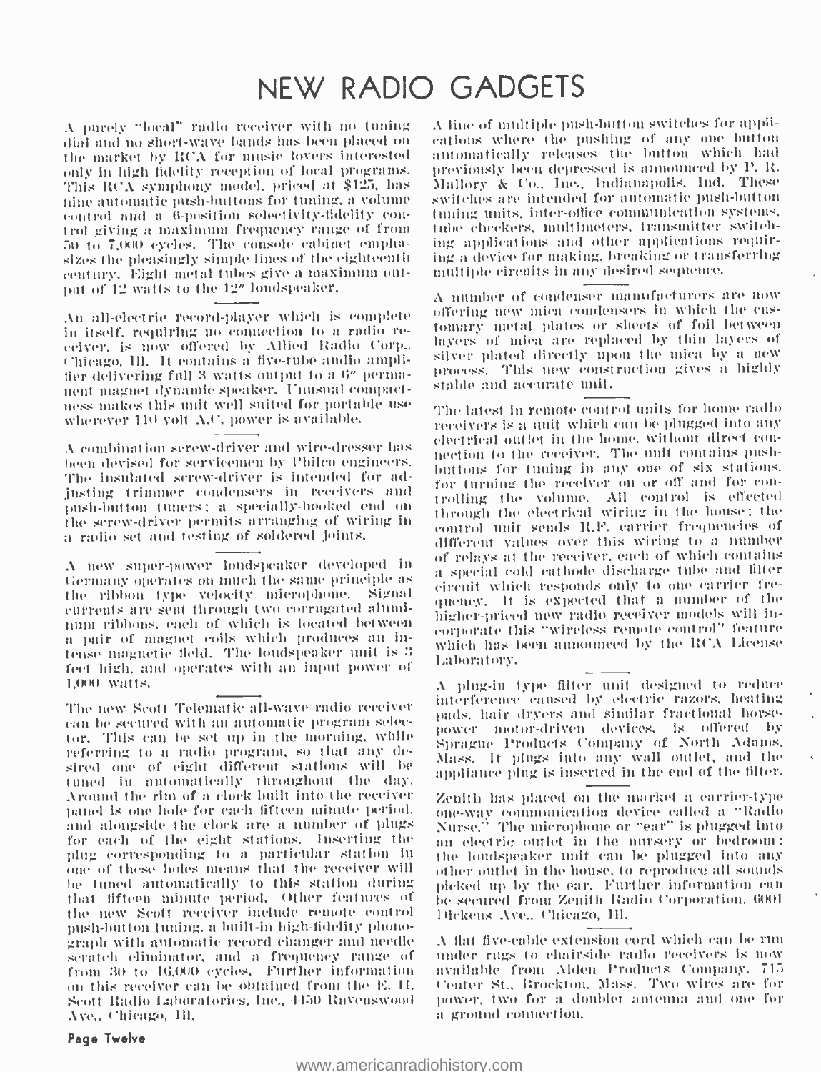# NEW RADIO GADGETS

A purely "local" radio receiver with no tuning dial and no short-wave bands has been placed on the market by RCA for music lovers interested only in high fidelity reception of local programs. This RCA symphony model, priced at $125, has nine automatic push-buttons for tuning, a volume control and a 6-position selectivity-fidelity control giving a maximum frequency range of from 50 to 7,000 cycles. The console cabinet emphasizes the pleasingly simple lines of the eighteenth century. Eight metal tubes give a maximum output of 12 watts to the 12" loudspeaker.

---

An all-electric record-player which is complete in itself, requiring no connection to a radio receiver, is now offered by Allied Radio Corp., Chicago, Ill. It contains a five-tube audio amplifier delivering full 3 watts output to a 6" permanent magnet dynamic speaker. Unusual compactness makes this unit well suited for portable use wherever 110 volt A.C. power is available.

---

A combination screw-driver and wire-dresser has been devised for servicemen by Philco engineers. The insulated screw-driver is intended for adjusting trimmer condensers in receivers and push-button tuners; a specially-hooked end on the screw-driver permits arranging of wiring in a radio set and testing of soldered joints.

---

A new super-power loudspeaker developed in Germany operates on much the same principle as the ribbon type velocity microphone. Signal currents are sent through two corrugated aluminum ribbons, each of which is located between a pair of magnet coils which produces an intense magnetic field. The loudspeaker unit is 3 feet high, and operates with an input power of 1,000 watts.

---

The new Scott Telematic all-wave radio receiver can be secured with an automatic program selector. This can be set up in the morning, while referring to a radio program, so that any desired one of eight different stations will be tuned in automatically throughout the day. Around the rim of a clock built into the receiver panel is one hole for each fifteen minute period, and alongside the clock are a number of plugs for each of the eight stations. Inserting the plug corresponding to a particular station in one of these holes means that the receiver will be tuned automatically to this station during that fifteen minute period. Other features of the new Scott receiver include remote control push-button tuning, a built-in high-fidelity phonograph with automatic record changer and needle scratch eliminator, and a frequency range of from 30 to 16,000 cycles. Further information on this receiver can be obtained from the E. H. Scott Radio Laboratories, Inc., 4450 Ravenswood Ave., Chicago, Ill.

---

A line of multiple push-button switches for applications where the pushing of any one button automatically releases the button which had previously been depressed is announced by P. R. Mallory & Co., Inc., Indianapolis, Ind. These switches are intended for automatic push-button tuning units, inter-office communication systems, tube checkers, multimeters, transmitter switching applications and other applications requiring a device for making, breaking or transferring multiple circuits in any desired sequence.

---

A number of condenser manufacturers are now offering new mica condensers in which the customary metal plates or sheets of foil between layers of mica are replaced by thin layers of silver plated directly upon the mica by a new process. This new construction gives a highly stable and accurate unit.

---

The latest in remote control units for home radio receivers is a unit which can be plugged into any electrical outlet in the home, without direct connection to the receiver. The unit contains push-buttons for tuning in any one of six stations, for turning the receiver on or off and for controlling the volume. All control is effected through the electrical wiring in the house; the control unit sends R.F. carrier frequencies of different values over this wiring to a number of relays at the receiver, each of which contains a special cold cathode discharge tube and filter circuit which responds only to one carrier frequency. It is expected that a number of the higher-priced new radio receiver models will incorporate this "wireless remote control" feature which has been announced by the RCA License Laboratory.

---

A plug-in type filter unit designed to reduce interference caused by electric razors, heating pads, hair dryers and similar fractional horsepower motor-driven devices, is offered by Sprague Products Company of North Adams, Mass. It plugs into any wall outlet, and the appliance plug is inserted in the end of the filter.

---

Zenith has placed on the market a carrier-type one-way communication device called a "Radio Nurse." The microphone or "ear" is plugged into an electric outlet in the nursery or bedroom; the loudspeaker unit can be plugged into any other outlet in the house, to reproduce all sounds picked up by the ear. Further information can be secured from Zenith Radio Corporation, 6001 Dickens Ave., Chicago, Ill.

---

A flat five-cable extension cord which can be run under rugs to chairside radio receivers is now available from Alden Products Company, 715 Center St., Brockton, Mass. Two wires are for power, two for a doublet antenna and one for a ground connection.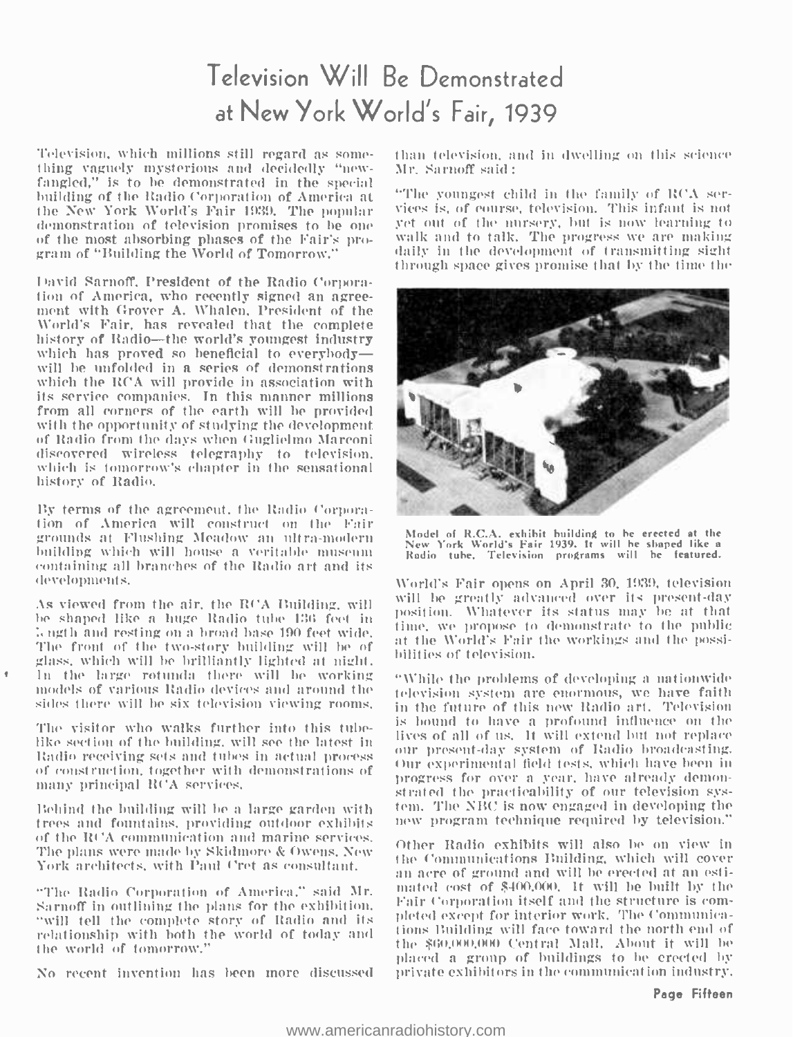# Television Will Be Demonstrated at New York World's Fair, 1939

Television, which millions still regard as something vaguely mysterious and decidedly "newfangled," is to be demonstrated in the special building of the Radio Corporation of America at the New York World's Fair 1939. The popular demonstration of television promises to be one of the most absorbing phases of the Fair's program of "Building the World of Tomorrow."

David Sarnoff, President of the Radio Corporation of America, who recently signed an agreement with Grover A. Whalen, President of the World's Fair, has revealed that the complete history of Radio—the world's youngest industry which has proved so beneficial to everybody—will be unfolded in a series of demonstrations which the RCA will provide in association with its service companies. In this manner millions from all corners of the earth will be provided with the opportunity of studying the development of Radio from the days when Guglielmo Marconi discovered wireless telegraphy to television, which is tomorrow's chapter in the sensational history of Radio.

By terms of the agreement, the Radio Corporation of America will construct on the Fair grounds at Flushing Meadow an ultra-modern building which will house a veritable museum containing all branches of the Radio art and its developments.

As viewed from the air, the RCA Building, will be shaped like a huge Radio tube 136 feet in length and resting on a broad base 190 feet wide. The front of the two-story building will be of glass, which will be brilliantly lighted at night. In the large rotunda there will be working models of various Radio devices and around the sides there will be six television viewing rooms.

The visitor who walks further into this tube-like section of the building, will see the latest in Radio receiving sets and tubes in actual process of construction, together with demonstrations of many principal RCA services.

Behind the building will be a large garden with trees and fountains, providing outdoor exhibits of the RCA communication and marine services. The plans were made by Skidmore & Owens, New York architects, with Paul Cret as consultant.

"The Radio Corporation of America," said Mr. Sarnoff in outlining the plans for the exhibition, "will tell the complete story of Radio and its relationship with both the world of today and the world of tomorrow."

No recent invention has been more discussed than television, and in dwelling on this science Mr. Sarnoff said:

"The youngest child in the family of RCA services is, of course, television. This infant is not yet out of the nursery, but is now learning to walk and to talk. The progress we are making daily in the development of transmitting sight through space gives promise that by the time the World's Fair opens on April 30, 1939, television will be greatly advanced over its present-day position. Whatever its status may be at that time, we propose to demonstrate to the public at the World's Fair the workings and the possibilities of television.

Model of R.C.A. exhibit building to be erected at the New York World's Fair 1939. It will be shaped like a Radio tube. Television programs will be featured.

"While the problems of developing a nationwide television system are enormous, we have faith in the future of this new Radio art. Television is bound to have a profound influence on the lives of all of us. It will extend but not replace our present-day system of Radio broadcasting. Our experimental field tests, which have been in progress for over a year, have already demonstrated the practicability of our television system. The NBC is now engaged in developing the new program technique required by television."

Other Radio exhibits will also be on view in the Communications Building, which will cover an acre of ground and will be erected at an estimated cost of $400,000. It will be built by the Fair Corporation itself and the structure is completed except for interior work. The Communications Building will face toward the north end of the $60,000,000 Central Mall. About it will be placed a group of buildings to be erected by private exhibitors in the communication industry.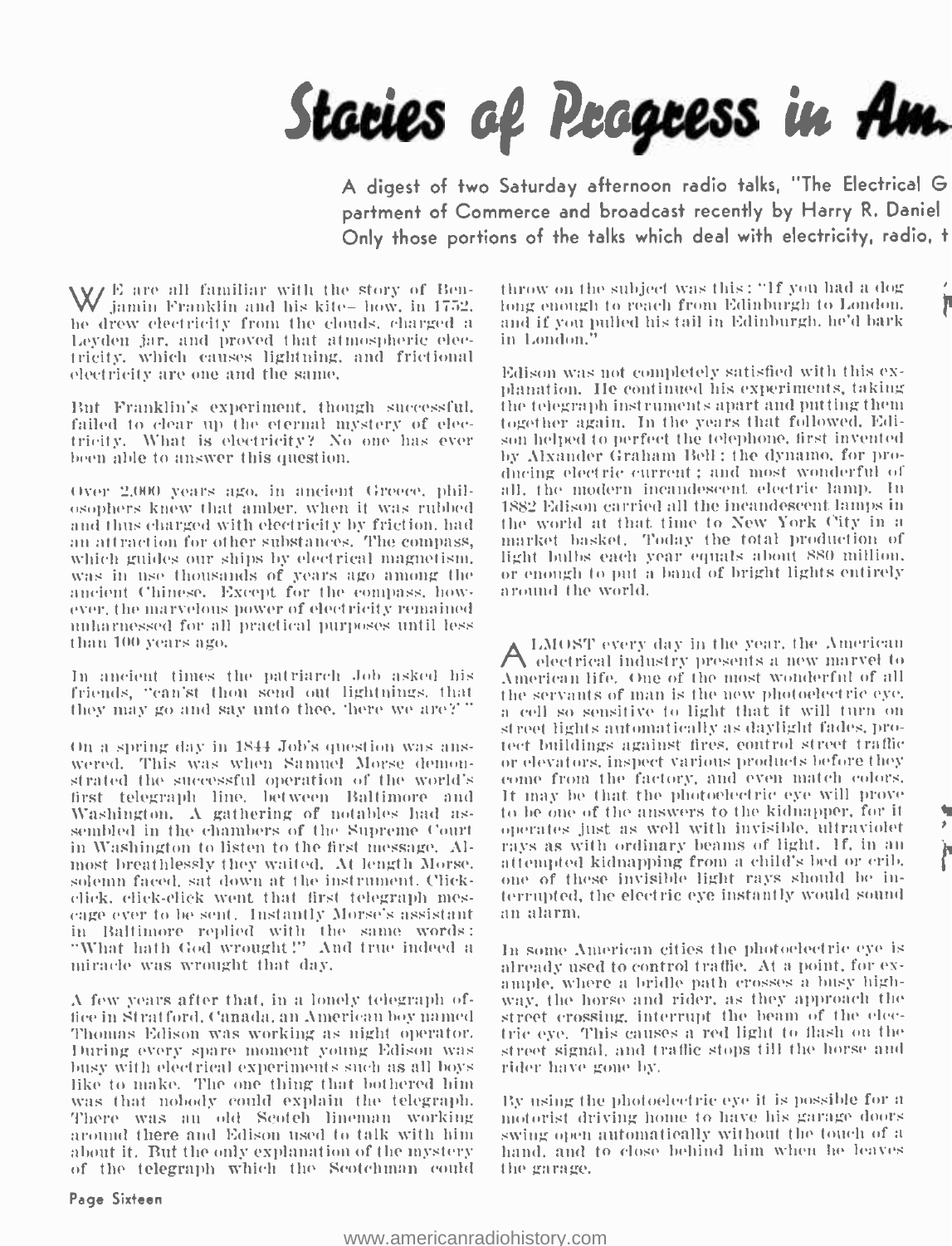# Stories of Progress in Am

A digest of two Saturday afternoon radio talks, "The Electrical G partment of Commerce and broadcast recently by Harry R. Daniel Only those portions of the talks which deal with electricity, radio, t

We are all familiar with the story of Benjamin Franklin and his kite— how, in 1752, he drew electricity from the clouds, charged a Leyden jar, and proved that atmospheric electricity, which causes lightning, and frictional electricity are one and the same.

But Franklin's experiment, though successful, failed to clear up the eternal mystery of electricity. What is electricity? No one has ever been able to answer this question.

Over 2,000 years ago, in ancient Greece, philosophers knew that amber, when it was rubbed and thus charged with electricity by friction, had an attraction for other substances. The compass, which guides our ships by electrical magnetism, was in use thousands of years ago among the ancient Chinese. Except for the compass, however, the marvelous power of electricity remained unharnessed for all practical purposes until less than 100 years ago.

In ancient times the patriarch Job asked his friends, "can'st thou send out lightnings, that they may go and say unto thee, 'here we are?'"

On a spring day in 1844 Job's question was answered. This was when Samuel Morse demonstrated the successful operation of the world's first telegraph line, between Baltimore and Washington. A gathering of notables had assembled in the chambers of the Supreme Court in Washington to listen to the first message. Almost breathlessly they waited. At length Morse, solemn faced, sat down at the instrument. Click-click, click-click went that first telegraph message ever to be sent. Instantly Morse's assistant in Baltimore replied with the same words: "What hath God wrought!" And true indeed a miracle was wrought that day.

A few years after that, in a lonely telegraph office in Stratford, Canada, an American boy named Thomas Edison was working as night operator. During every spare moment young Edison was busy with electrical experiments such as all boys like to make. The one thing that bothered him was that nobody could explain the telegraph. There was an old Scotch lineman working around there and Edison used to talk with him about it. But the only explanation of the mystery of the telegraph which the Scotchman could throw on the subject was this: "If you had a dog long enough to reach from Edinburgh to London, and if you pulled his tail in Edinburgh, he'd bark in London."

Edison was not completely satisfied with this explanation. He continued his experiments, taking the telegraph instruments apart and putting them together again. In the years that followed, Edison helped to perfect the telephone, first invented by Alexander Graham Bell; the dynamo, for producing electric current; and most wonderful of all, the modern incandescent electric lamp. In 1882 Edison carried all the incandescent lamps in the world at that time to New York City in a market basket. Today the total production of light bulbs each year equals about 880 million, or enough to put a band of bright lights entirely around the world.

Almost every day in the year, the American electrical industry presents a new marvel to American life. One of the most wonderful of all the servants of man is the new photoelectric eye, a cell so sensitive to light that it will turn on street lights automatically as daylight fades, protect buildings against fires, control street traffic or elevators, inspect various products before they come from the factory, and even match colors. It may be that the photoelectric eye will prove to be one of the answers to the kidnapper, for it operates just as well with invisible, ultraviolet rays as with ordinary beams of light. If, in an attempted kidnapping from a child's bed or crib, one of these invisible light rays should be interrupted, the electric eye instantly would sound an alarm.

In some American cities the photoelectric eye is already used to control traffic. At a point, for example, where a bridle path crosses a busy highway, the horse and rider, as they approach the street crossing, interrupt the beam of the electric eye. This causes a red light to flash on the street signal, and traffic stops till the horse and rider have gone by.

By using the photoelectric eye it is possible for a motorist driving home to have his garage doors swing open automatically without the touch of a hand, and to close behind him when he leaves the garage.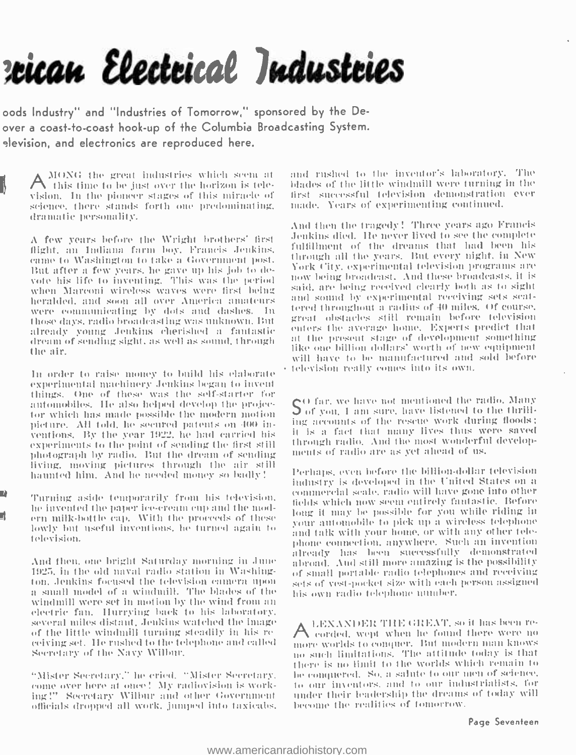# ...rican Electrical Industries

...oods Industry" and "Industries of Tomorrow," sponsored by the De... over a coast-to-coast hook-up of the Columbia Broadcasting System. ...elevision, and electronics are reproduced here.

AMONG the great industries which seem at this time to be just over the horizon is television. In the pioneer stages of this miracle of science, there stands forth one predominating, dramatic personality.

A few years before the Wright brothers' first flight, an Indiana farm boy, Francis Jenkins, came to Washington to take a Government post. But after a few years, he gave up his job to devote his life to inventing. This was the period when Marconi wireless waves were first being heralded, and soon all over America amateurs were communicating by dots and dashes. In those days, radio broadcasting was unknown. But already young Jenkins cherished a fantastic dream of sending sight, as well as sound, through the air.

In order to raise money to build his elaborate experimental machinery Jenkins began to invent things. One of these was the self-starter for automobiles. He also helped develop the projector which has made possible the modern motion picture. All told, he secured patents on 400 inventions. By the year 1922, he had carried his experiments to the point of sending the first still photograph by radio. But the dream of sending living, moving pictures through the air still haunted him. And he needed money so badly!

Turning aside temporarily from his television, he invented the paper ice-cream cup and the modern milk-bottle cap. With the proceeds of these lowly but useful inventions, he turned again to television.

And then, one bright Saturday morning in June 1925, in the old naval radio station in Washington, Jenkins focused the television camera upon a small model of a windmill. The blades of the windmill were set in motion by the wind from an electric fan. Hurrying back to his laboratory, several miles distant, Jenkins watched the image of the little windmill turning steadily in his receiving set. He rushed to the telephone and called Secretary of the Navy Wilbur.

"Mister Secretary," he cried. "Mister Secretary, come over here at once! My radiovision is working!" Secretary Wilbur and other Government officials dropped all work, jumped into taxicabs, and rushed to the inventor's laboratory. The blades of the little windmill were turning in the first successful television demonstration ever made. Years of experimenting continued.

And then the tragedy! Three years ago Francis Jenkins died. He never lived to see the complete fulfillment of the dreams that had been his through all the years. But every night, in New York City, experimental television programs are now being broadcast. And these broadcasts, it is said, are being received clearly both as to sight and sound by experimental receiving sets scattered throughout a radius of 40 miles. Of course, great obstacles still remain before television enters the average home. Experts predict that at the present stage of development something like one billion dollars' worth of new equipment will have to be manufactured and sold before television really comes into its own.

SO far, we have not mentioned the radio. Many of you, I am sure, have listened to the thrilling accounts of the rescue work during floods; it is a fact that many lives thus were saved through radio. And the most wonderful developments of radio are as yet ahead of us.

Perhaps, even before the billion-dollar television industry is developed in the United States on a commercial scale, radio will have gone into other fields which now seem entirely fantastic. Before long it may be possible for you while riding in your automobile to pick up a wireless telephone and talk with your home, or with any other telephone connection, anywhere. Such an invention already has been successfully demonstrated abroad. And still more amazing is the possibility of small portable radio telephones and receiving sets of vest-pocket size with each person assigned his own radio telephone number.

ALEXANDER THE GREAT, so it has been recorded, wept when he found there were no more worlds to conquer. But modern man knows no such limitations. The attitude today is that there is no limit to the worlds which remain to be conquered. So, a salute to our men of science, to our inventors, and to our industrialists, for under their leadership the dreams of today will become the realities of tomorrow.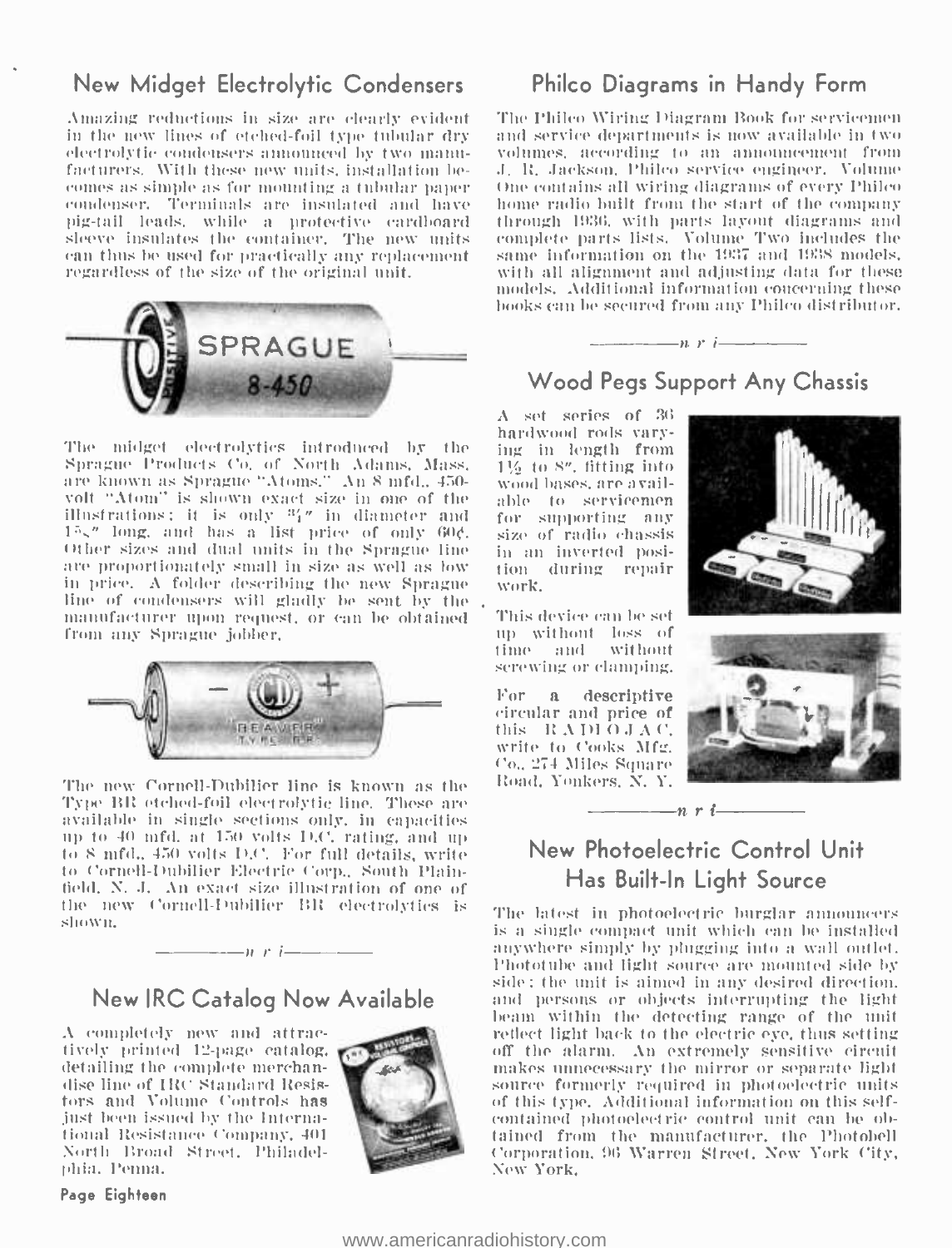## New Midget Electrolytic Condensers

Amazing reductions in size are clearly evident in the new lines of etched-foil type tubular dry electrolytic condensers announced by two manufacturers. With these new units, installation becomes as simple as for mounting a tubular paper condenser. Terminals are insulated and have pig-tail leads, while a protective cardboard sleeve insulates the container. The new units can thus be used for practically any replacement regardless of the size of the original unit.

The midget electrolytics introduced by the Sprague Products Co. of North Adams, Mass. are known as Sprague "Atoms." An 8 mfd., 450-volt "Atom" is shown exact size in one of the illustrations; it is only ¾" in diameter and 1⅝" long, and has a list price of only 60¢. Other sizes and dual units in the Sprague line are proportionately small in size as well as low in price. A folder describing the new Sprague line of condensers will gladly be sent by the manufacturer upon request, or can be obtained from any Sprague jobber.

The new Cornell-Dubilier line is known as the Type BR etched-foil electrolytic line. These are available in single sections only, in capacities up to 40 mfd. at 150 volts D.C. rating, and up to 8 mfd., 450 volts D.C. For full details, write to Cornell-Dubilier Electric Corp., South Plainfield, N. J. An exact size illustration of one of the new Cornell-Dubilier BR electrolytics is shown.

—— *n r i* ——

## New IRC Catalog Now Available

A completely new and attractively printed 12-page catalog, detailing the complete merchandise line of IRC Standard Resistors and Volume Controls has just been issued by the International Resistance Company, 401 North Broad Street, Philadelphia, Penna.

## Philco Diagrams in Handy Form

The Philco Wiring Diagram Book for servicemen and service departments is now available in two volumes, according to an announcement from J. R. Jackson, Philco service engineer. Volume One contains all wiring diagrams of every Philco home radio built from the start of the company through 1936, with parts layout diagrams and complete parts lists. Volume Two includes the same information on the 1937 and 1938 models, with all alignment and adjusting data for these models. Additional information concerning these books can be secured from any Philco distributor.

—— *n r i* ——

## Wood Pegs Support Any Chassis

A set series of 36 hardwood rods varying in length from 1½ to 8", fitting into wood bases, are available to servicemen for supporting any size of radio chassis in an inverted position during repair work.

This device can be set up without loss of time and without screwing or clamping.

For a descriptive circular and price of this RADIOJAC, write to Cooks Mfg. Co., 274 Miles Square Road, Yonkers, N. Y.

—— *n r i* ——

## New Photoelectric Control Unit Has Built-In Light Source

The latest in photoelectric burglar announcers is a single compact unit which can be installed anywhere simply by plugging into a wall outlet. Phototube and light source are mounted side by side; the unit is aimed in any desired direction, and persons or objects interrupting the light beam within the detecting range of the unit reflect light back to the electric eye, thus setting off the alarm. An extremely sensitive circuit makes unnecessary the mirror or separate light source formerly required in photoelectric units of this type. Additional information on this self-contained photoelectric control unit can be obtained from the manufacturer, the Photobell Corporation, 96 Warren Street, New York City, New York.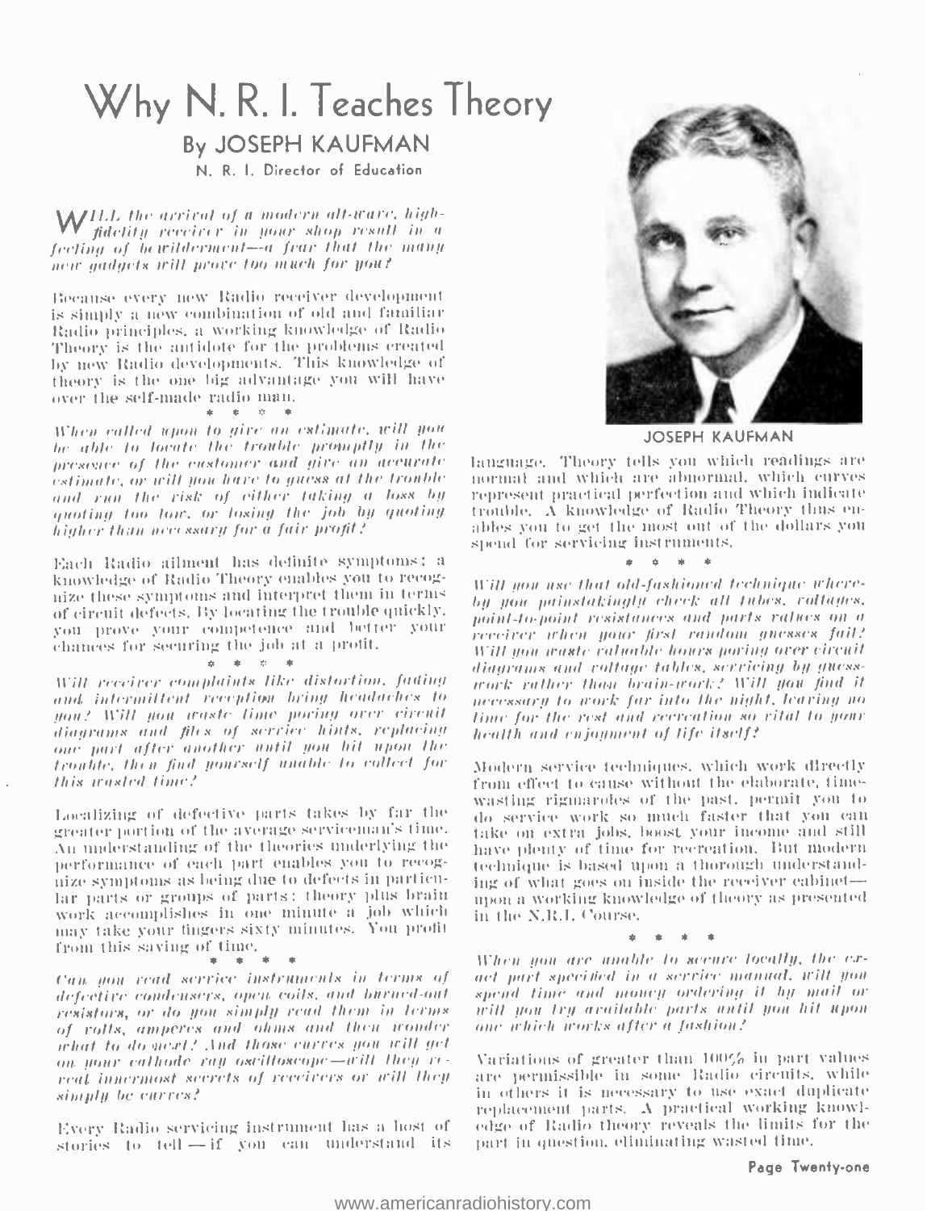# Why N. R. I. Teaches Theory

## By JOSEPH KAUFMAN

N. R. I. Director of Education

*WILL the arrival of a modern all-wave, high-fidelity receiver in your shop result in a feeling of bewilderment—a fear that the many new gadgets will prove too much for you?*

Because every new Radio receiver development is simply a new combination of old and familiar Radio principles, a working knowledge of Radio Theory is the antidote for the problems created by new Radio developments. This knowledge of theory is the one big advantage you will have over the self-made radio man.

\* \* \* \*

*When called upon to give an estimate, will you be able to locate the trouble promptly in the presence of the customer and give an accurate estimate, or will you have to guess at the trouble and run the risk of either taking a loss by quoting too low, or losing the job by quoting higher than necessary for a fair profit?*

Each Radio ailment has definite symptoms: a knowledge of Radio Theory enables you to recognize these symptoms and interpret them in terms of circuit defects. By locating the trouble quickly, you prove your competence and better your chances for securing the job at a profit.

\* \* \* \*

*Will receiver complaints like distortion, fading and intermittent reception bring headaches to you? Will you waste time poring over circuit diagrams and files of service hints, replacing one part after another until you hit upon the trouble, then find yourself unable to collect for this wasted time?*

Localizing of defective parts takes by far the greater portion of the average serviceman's time. An understanding of the theories underlying the performance of each part enables you to recognize symptoms as being due to defects in particular parts or groups of parts; theory plus brain work accomplishes in one minute a job which may take your fingers sixty minutes. You profit from this saving of time.

\* \* \* \*

*Can you read service instruments in terms of defective condensers, open coils, and burned-out resistors, or do you simply read them in terms of volts, amperes and ohms and then wonder what to do next? And those curves you will get on your cathode ray oscilloscope—will they reveal innermost secrets of receivers or will they simply be curves?*

Every Radio servicing instrument has a host of stories to tell — if you can understand its language. Theory tells you which readings are normal and which are abnormal, which curves represent practical perfection and which indicate trouble. A knowledge of Radio Theory thus enables you to get the most out of the dollars you spend for servicing instruments.

\* \* \* \*

*Will you use that old-fashioned technique whereby you painstakingly check all tubes, voltages, point-to-point resistances and parts values on a receiver when your first random guesses fail? Will you waste valuable hours poring over circuit diagrams and voltage tables, servicing by guess-work rather than brain-work? Will you find it necessary to work far into the night, leaving no time for the rest and recreation so vital to your health and enjoyment of life itself?*

Modern service techniques, which work directly from effect to cause without the elaborate, time-wasting rigmaroles of the past, permit you to do service work so much faster that you can take on extra jobs, boost your income and still have plenty of time for recreation. But modern technique is based upon a thorough understanding of what goes on inside the receiver cabinet—upon a working knowledge of theory as presented in the N.R.I. Course.

\* \* \* \*

*When you are unable to secure locally, the exact part specified in a service manual, will you spend time and money ordering it by mail or will you try available parts until you hit upon one which works after a fashion?*

Variations of greater than 100% in part values are permissible in some Radio circuits, while in others it is necessary to use exact duplicate replacement parts. A practical working knowledge of Radio theory reveals the limits for the part in question, eliminating wasted time.

JOSEPH KAUFMAN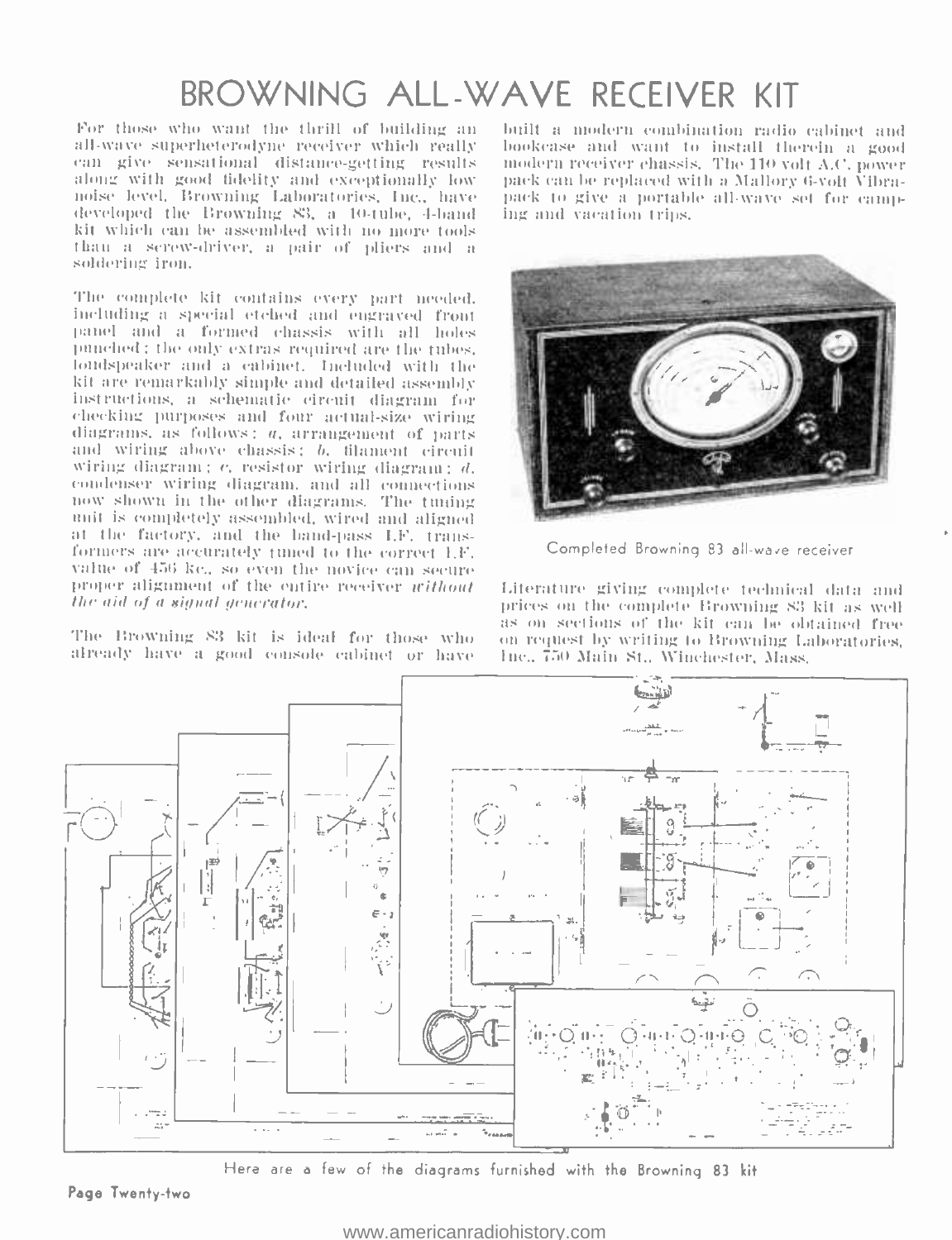# BROWNING ALL-WAVE RECEIVER KIT

For those who want the thrill of building an all-wave superheterodyne receiver which really can give sensational distance-getting results along with good fidelity and exceptionally low noise level, Browning Laboratories, Inc., have developed the Browning 83, a 10-tube, 4-band kit which can be assembled with no more tools than a screw-driver, a pair of pliers and a soldering iron.

The complete kit contains every part needed, including a special etched and engraved front panel and a formed chassis with all holes punched; the only extras required are the tubes, loudspeaker and a cabinet. Included with the kit are remarkably simple and detailed assembly instructions, a schematic circuit diagram for checking purposes and four actual-size wiring diagrams, as follows: *a*, arrangement of parts and wiring above chassis; *b*, filament circuit wiring diagram; *c*, resistor wiring diagram; *d*, condenser wiring diagram, and all connections now shown in the other diagrams. The tuning unit is completely assembled, wired and aligned at the factory, and the band-pass I.F. transformers are accurately tuned to the correct I.F. value of 456 kc., so even the novice can secure proper alignment of the entire receiver *without the aid of a signal generator.*

The Browning 83 kit is ideal for those who already have a good console cabinet or have built a modern combination radio cabinet and bookcase and want to install therein a good modern receiver chassis. The 110 volt A.C. power pack can be replaced with a Mallory 6-volt Vibrapack to give a portable all-wave set for camping and vacation trips.

Completed Browning 83 all-wave receiver

Literature giving complete technical data and prices on the complete Browning 83 kit as well as on sections of the kit can be obtained free on request by writing to Browning Laboratories, Inc., 750 Main St., Winchester, Mass.

Here are a few of the diagrams furnished with the Browning 83 kit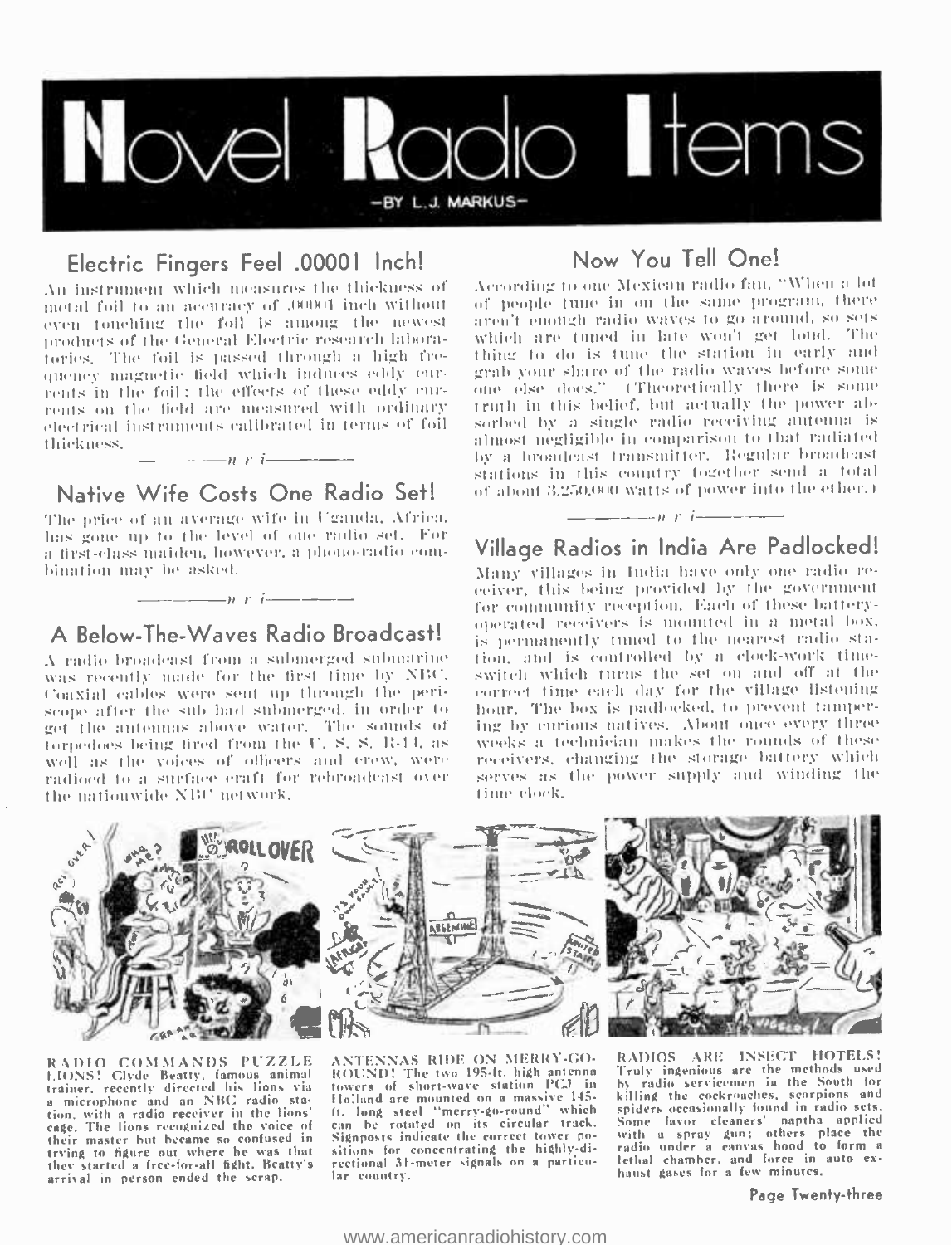# Novel Radio Items

—BY L. J. MARKUS—

## Electric Fingers Feel .00001 Inch!

An instrument which measures the thickness of metal foil to an accuracy of .00001 inch without even touching the foil is among the newest products of the General Electric research laboratories. The foil is passed through a high frequency magnetic field which induces eddy currents in the foil; the effects of these eddy currents on the field are measured with ordinary electrical instruments calibrated in terms of foil thickness.

—n r i—

## Native Wife Costs One Radio Set!

The price of an average wife in Uganda, Africa, has gone up to the level of one radio set. For a first-class maiden, however, a phono-radio combination may be asked.

—n r i—

## A Below-The-Waves Radio Broadcast!

A radio broadcast from a submerged submarine was recently made for the first time by NBC. Coaxial cables were sent up through the periscope after the sub had submerged, in order to get the antennas above water. The sounds of torpedoes being fired from the U. S. S. R-11, as well as the voices of officers and crew, were radioed to a surface craft for rebroadcast over the nationwide NBC network.

## Now You Tell One!

According to one Mexican radio fan, "When a lot of people tune in on the same program, there aren't enough radio waves to go around, so sets which are tuned in late won't get loud. The thing to do is tune the station in early and grab your share of the radio waves before some one else does." (Theoretically there is some truth in this belief, but actually the power absorbed by a single radio receiving antenna is almost negligible in comparison to that radiated by a broadcast transmitter. Regular broadcast stations in this country together send a total of about 3,250,000 watts of power into the ether.)

—n r i—

## Village Radios in India Are Padlocked!

Many villages in India have only one radio receiver, this being provided by the government for community reception. Each of these battery-operated receivers is mounted in a metal box, is permanently tuned to the nearest radio station, and is controlled by a clock-work time-switch which turns the set on and off at the correct time each day for the village listening hour. The box is padlocked, to prevent tampering by curious natives. About once every three weeks a technician makes the rounds of these receivers, changing the storage battery which serves as the power supply and winding the time clock.

RADIO COMMANDS PUZZLE LIONS! Clyde Beatty, famous animal trainer, recently directed his lions via a microphone and an NBC radio station, with a radio receiver in the lions' cage. The lions recognized the voice of their master but became so confused in trying to figure out where he was that they started a free-for-all fight. Beatty's arrival in person ended the scrap.

ANTENNAS RIDE ON MERRY-GO-ROUND! The two 195-ft. high antenna towers of short-wave station PCJ in Holland are mounted on a massive 145-ft. long steel "merry-go-round" which can be rotated on its circular track. Signposts indicate the correct tower positions for concentrating the highly-directional 31-meter signals on a particular country.

RADIOS ARE INSECT HOTELS! Truly ingenious are the methods used by radio servicemen in the South for killing the cockroaches, scorpions and spiders occasionally found in radio sets. Some favor cleaners' naptha applied with a spray gun; others place the radio under a canvas hood to form a lethal chamber, and force in auto exhaust gases for a few minutes.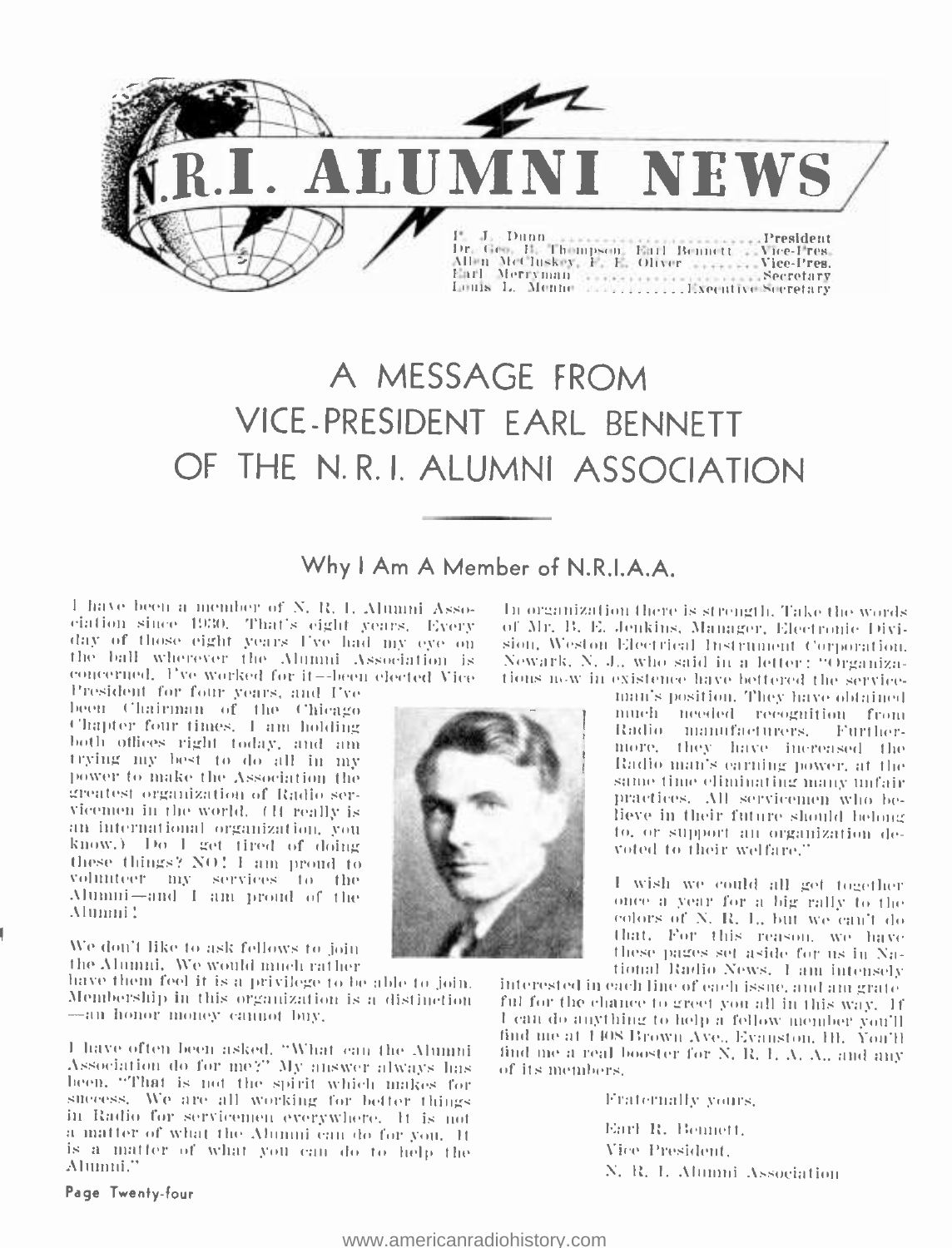# N.R.I. ALUMNI NEWS

P. J. Dunn ........................ President
Dr. Geo. B. Thompson, Earl Bennett .. Vice-Pres.
Allen McCluskey, F. E. Oliver .......... Vice-Pres.
Earl Merryman ........................ Secretary
Louis L. Menne ............ Executive Secretary

# A MESSAGE FROM VICE-PRESIDENT EARL BENNETT OF THE N. R. I. ALUMNI ASSOCIATION

## Why I Am A Member of N.R.I.A.A.

I have been a member of N. R. I. Alumni Association since 1930. That's eight years. Every day of those eight years I've had my eye on the ball wherever the Alumni Association is concerned. I've worked for it—been elected Vice President for four years, and I've been Chairman of the Chicago Chapter four times. I am holding both offices right today, and am trying my best to do all in my power to make the Association the greatest organization of Radio servicemen in the world. (It really is an international organization, you know.) Do I get tired of doing these things? NO! I am proud to volunteer my services to the Alumni—and I am proud of the Alumni!

We don't like to ask fellows to join the Alumni. We would much rather have them feel it is a privilege to be able to join. Membership in this organization is a distinction—an honor money cannot buy.

I have often been asked, "What can the Alumni Association do for me?" My answer always has been, "That is not the spirit which makes for success. We are all working for better things in Radio for servicemen everywhere. It is not a matter of what the Alumni can do for you. It is a matter of what you can do to help the Alumni."

In organization there is strength. Take the words of Mr. B. E. Jenkins, Manager, Electronic Division, Weston Electrical Instrument Corporation, Newark, N. J., who said in a letter: "Organizations now in existence have bettered the serviceman's position. They have obtained much needed recognition from Radio manufacturers. Furthermore, they have increased the Radio man's earning power, at the same time eliminating many unfair practices. All servicemen who believe in their future should belong to, or support an organization devoted to their welfare."

I wish we could all get together once a year for a big rally to the colors of N. R. I., but we can't do that. For this reason, we have these pages set aside for us in National Radio News. I am intensely interested in each line of each issue, and am grateful for the chance to greet you all in this way. If I can do anything to help a fellow member you'll find me at 1408 Brown Ave., Evanston, Ill. You'll find me a real booster for N. R. I. A. A., and any of its members.

Fraternally yours,

Earl R. Bennett,
Vice President,
N. R. I. Alumni Association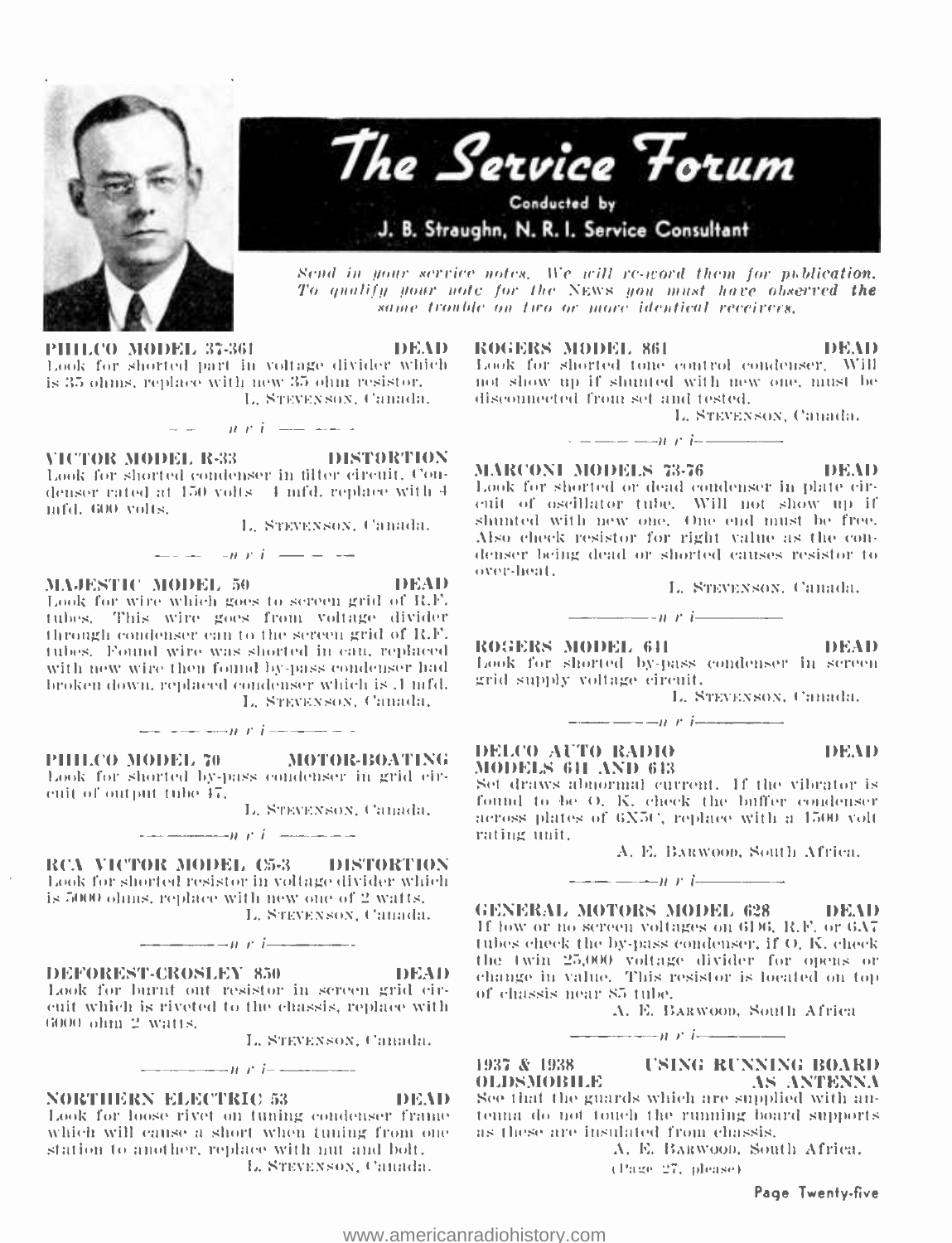# The Service Forum

Conducted by

J. B. Straughn, N. R. I. Service Consultant

*Send in your service notes. We will re-word them for publication. To qualify your note for the NEWS you must have observed the same trouble on two or more identical receivers.*

**PHILCO MODEL 37-361 — DEAD**

Look for shorted part in voltage divider which is 35 ohms, replace with new 35 ohm resistor.

L. STEVENSON, Canada.

— n r i —

**VICTOR MODEL R-33 — DISTORTION**

Look for shorted condenser in filter circuit. Condenser rated at 150 volts 4 mfd. replace with 4 mfd. 600 volts.

L. STEVENSON, Canada.

— n r i —

**MAJESTIC MODEL 50 — DEAD**

Look for wire which goes to screen grid of R.F. tubes. This wire goes from voltage divider through condenser can to the screen grid of R.F. tubes. Found wire was shorted in can, replaced with new wire then found by-pass condenser had broken down, replaced condenser which is .1 mfd.

L. STEVENSON, Canada.

— n r i —

**PHILCO MODEL 70 — MOTOR-BOATING**

Look for shorted by-pass condenser in grid circuit of output tube 47.

L. STEVENSON, Canada.

— n r i —

**RCA VICTOR MODEL C5-3 — DISTORTION**

Look for shorted resistor in voltage divider which is 5000 ohms, replace with new one of 2 watts.

L. STEVENSON, Canada.

— n r i —

**DEFOREST-CROSLEY 850 — DEAD**

Look for burnt out resistor in screen grid circuit which is riveted to the chassis, replace with 6000 ohm 2 watts.

L. STEVENSON, Canada.

— n r i —

**NORTHERN ELECTRIC 53 — DEAD**

Look for loose rivet on tuning condenser frame which will cause a short when tuning from one station to another, replace with nut and bolt.

L. STEVENSON, Canada.

— n r i —

**ROGERS MODEL 861 — DEAD**

Look for shorted tone control condenser. Will not show up if shunted with new one, must be disconnected from set and tested.

L. STEVENSON, Canada.

— n r i —

**MARCONI MODELS 73-76 — DEAD**

Look for shorted or dead condenser in plate circuit of oscillator tube. Will not show up if shunted with new one. One end must be free. Also check resistor for right value as the condenser being dead or shorted causes resistor to over-heat.

L. STEVENSON, Canada.

— n r i —

**ROGERS MODEL 611 — DEAD**

Look for shorted by-pass condenser in screen grid supply voltage circuit.

L. STEVENSON, Canada.

— n r i —

**DELCO AUTO RADIO MODELS 611 AND 613 — DEAD**

Set draws abnormal current. If the vibrator is found to be O. K. check the buffer condenser across plates of 6X5C, replace with a 1500 volt rating unit.

A. E. BARWOOD, South Africa.

— n r i —

**GENERAL MOTORS MODEL 628 — DEAD**

If low or no screen voltages on 6D6, R.F. or 6A7 tubes check the by-pass condenser, if O. K. check the twin 25,000 voltage divider for opens or change in value. This resistor is located on top of chassis near 85 tube.

A. E. BARWOOD, South Africa

— n r i —

**1937 & 1938 OLDSMOBILE — USING RUNNING BOARD AS ANTENNA**

See that the guards which are supplied with antenna do not touch the running board supports as these are insulated from chassis.

A. E. BARWOOD, South Africa.

(Page 27, please)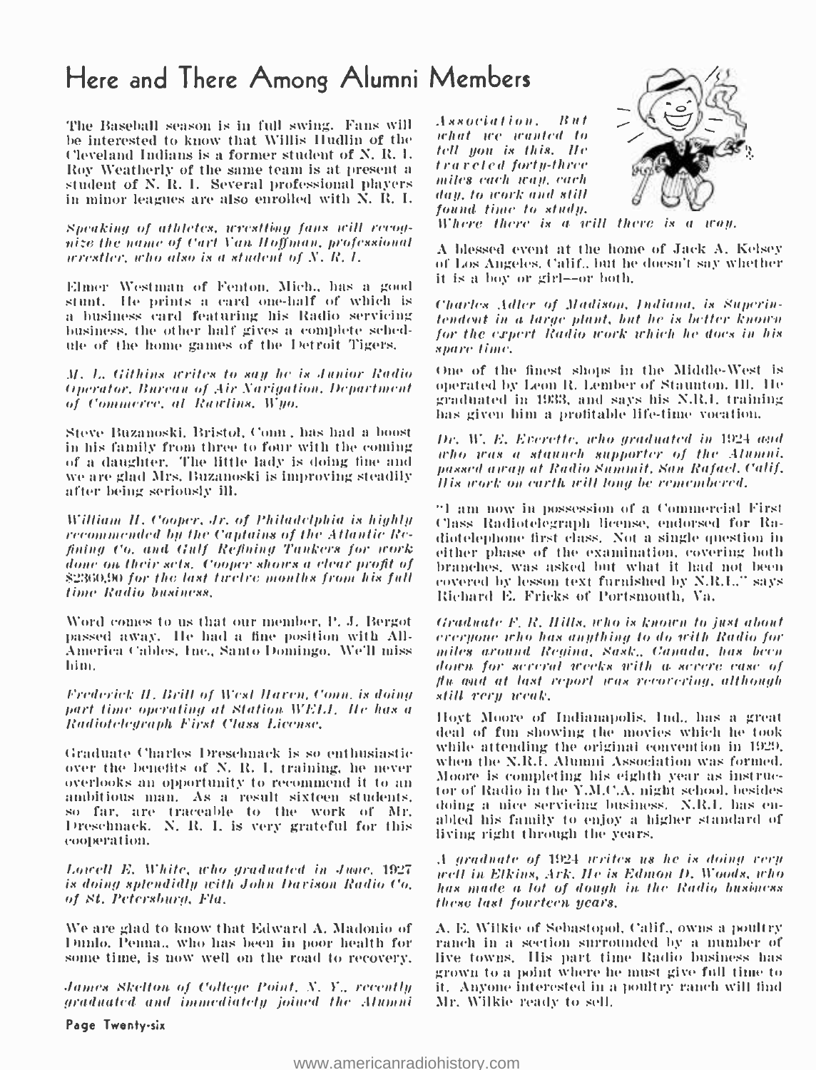# Here and There Among Alumni Members

The Baseball season is in full swing. Fans will be interested to know that Willis Hudlin of the Cleveland Indians is a former student of N. R. I. Roy Weatherly of the same team is at present a student of N. R. I. Several professional players in minor leagues are also enrolled with N. R. I.

*Speaking of athletes, wrestling fans will recognize the name of Carl Van Hoffman, professional wrestler, who also is a student of N. R. I.*

Elmer Westman of Fenton, Mich., has a good stunt. He prints a card one-half of which is a business card featuring his Radio servicing business, the other half gives a complete schedule of the home games of the Detroit Tigers.

*M. L. Githins writes to say he is Junior Radio Operator, Bureau of Air Navigation, Department of Commerce, at Rawlins, Wyo.*

Steve Buzanoski, Bristol, Conn., has had a boost in his family from three to four with the coming of a daughter. The little lady is doing fine and we are glad Mrs. Buzanoski is improving steadily after being seriously ill.

*William H. Cooper, Jr. of Philadelphia is highly recommended by the Captains of the Atlantic Refining Co. and Gulf Refining Tankers for work done on their sets. Cooper shows a clear profit of $2360.90 for the last twelve months from his full time Radio business.*

Word comes to us that our member, P. J. Bergot passed away. He had a fine position with All-America Cables, Inc., Santo Domingo. We'll miss him.

*Frederick H. Brill of West Haven, Conn. is doing part time operating at Station WELI. He has a Radiotelegraph First Class License.*

Graduate Charles Dreschnack is so enthusiastic over the benefits of N. R. I. training, he never overlooks an opportunity to recommend it to an ambitious man. As a result sixteen students, so far, are traceable to the work of Mr. Dreschnack. N. R. I. is very grateful for this cooperation.

*Lowell E. White, who graduated in June, 1927 is doing splendidly with John Davison Radio Co. of St. Petersburg, Fla.*

We are glad to know that Edward A. Madonio of Dunlo, Penna., who has been in poor health for some time, is now well on the road to recovery.

*James Skelton of College Point, N. Y., recently graduated and immediately joined the Alumni Association. But what we wanted to tell you is this. He traveled forty-three miles each way, each day, to work and still found time to study. Where there is a will there is a way.*

A blessed event at the home of Jack A. Kelsey of Los Angeles, Calif., but he doesn't say whether it is a boy or girl—or both.

*Charles Adler of Madison, Indiana, is Superintendent in a large plant, but he is better known for the expert Radio work which he does in his spare time.*

One of the finest shops in the Middle-West is operated by Leon R. Lember of Staunton, Ill. He graduated in 1933, and says his N.R.I. training has given him a profitable life-time vocation.

*Dr. W. E. Everette, who graduated in 1924 and who was a staunch supporter of the Alumni, passed away at Radio Summit, San Rafael, Calif. His work on earth will long be remembered.*

"I am now in possession of a Commercial First Class Radiotelegraph license, endorsed for Radiotelephone first class. Not a single question in either phase of the examination, covering both branches, was asked but what it had not been covered by lesson text furnished by N.R.I.," says Richard E. Fricks of Portsmouth, Va.

*Graduate F. R. Hills, who is known to just about everyone who has anything to do with Radio for miles around Regina, Sask., Canada, has been down for several weeks with a severe case of flu and at last report was recovering, although still very weak.*

Hoyt Moore of Indianapolis, Ind., has a great deal of fun showing the movies which he took while attending the original convention in 1929, when the N.R.I. Alumni Association was formed. Moore is completing his eighth year as instructor of Radio in the Y.M.C.A. night school, besides doing a nice servicing business. N.R.I. has enabled his family to enjoy a higher standard of living right through the years.

*A graduate of 1924 writes us he is doing very well in Elkins, Ark. He is Edmon D. Woods, who has made a lot of dough in the Radio business these last fourteen years.*

A. E. Wilkie of Sebastopol, Calif., owns a poultry ranch in a section surrounded by a number of live towns. His part time Radio business has grown to a point where he must give full time to it. Anyone interested in a poultry ranch will find Mr. Wilkie ready to sell.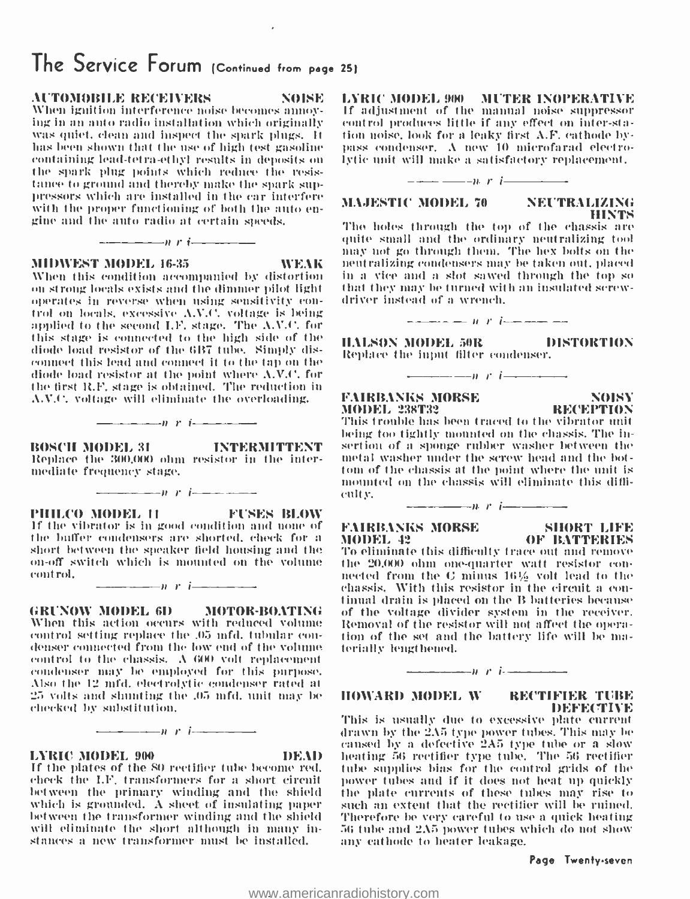# The Service Forum (Continued from page 25)

**AUTOMOBILE RECEIVERS — NOISE**

When ignition interference noise becomes annoying in an auto radio installation which originally was quiet, clean and inspect the spark plugs. It has been shown that the use of high test gasoline containing lead-tetra-ethyl results in deposits on the spark plug points which reduce the resistance to ground and thereby make the spark suppressors which are installed in the car interfere with the proper functioning of both the auto engine and the auto radio at certain speeds.

— n r i —

**MIDWEST MODEL 16-35 — WEAK**

When this condition accompanied by distortion on strong locals exists and the dimmer pilot light operates in reverse when using sensitivity control on locals, excessive A.V.C. voltage is being applied to the second I.F. stage. The A.V.C. for this stage is connected to the high side of the diode load resistor of the 6B7 tube. Simply disconnect this lead and connect it to the tap on the diode load resistor at the point where A.V.C. for the first R.F. stage is obtained. The reduction in A.V.C. voltage will eliminate the overloading.

— n r i —

**BOSCH MODEL 31 — INTERMITTENT**

Replace the 300,000 ohm resistor in the intermediate frequency stage.

— n r i —

**PHILCO MODEL 11 — FUSES BLOW**

If the vibrator is in good condition and none of the buffer condensers are shorted, check for a short between the speaker field housing and the on-off switch which is mounted on the volume control.

— n r i —

**GRUNOW MODEL 6D — MOTOR-BOATING**

When this action occurs with reduced volume control setting replace the .05 mfd. tubular condenser connected from the low end of the volume control to the chassis. A 600 volt replacement condenser may be employed for this purpose. Also the 12 mfd. electrolytic condenser rated at 25 volts and shunting the .05 mfd. unit may be checked by substitution.

— n r i —

**LYRIC MODEL 900 — DEAD**

If the plates of the 80 rectifier tube become red, check the I.F. transformers for a short circuit between the primary winding and the shield which is grounded. A sheet of insulating paper between the transformer winding and the shield will eliminate the short although in many instances a new transformer must be installed.

**LYRIC MODEL 900 — MUTER INOPERATIVE**

If adjustment of the manual noise suppressor control produces little if any effect on inter-station noise, look for a leaky first A.F. cathode by-pass condenser. A new 10 microfarad electrolytic unit will make a satisfactory replacement.

— n r i —

**MAJESTIC MODEL 70 — NEUTRALIZING HINTS**

The holes through the top of the chassis are quite small and the ordinary neutralizing tool may not go through them. The hex bolts on the neutralizing condensers may be taken out, placed in a vice and a slot sawed through the top so that they may be turned with an insulated screwdriver instead of a wrench.

— n r i —

**HALSON MODEL 50R — DISTORTION**

Replace the input filter condenser.

— n r i —

**FAIRBANKS MORSE MODEL 238T32 — NOISY RECEPTION**

This trouble has been traced to the vibrator unit being too tightly mounted on the chassis. The insertion of a sponge rubber washer between the metal washer under the screw head and the bottom of the chassis at the point where the unit is mounted on the chassis will eliminate this difficulty.

— n r i —

**FAIRBANKS MORSE MODEL 42 — SHORT LIFE OF BATTERIES**

To eliminate this difficulty trace out and remove the 20,000 ohm one-quarter watt resistor connected from the C minus 16½ volt lead to the chassis. With this resistor in the circuit a continual drain is placed on the B batteries because of the voltage divider system in the receiver. Removal of the resistor will not affect the operation of the set and the battery life will be materially lengthened.

— n r i —

**HOWARD MODEL W — RECTIFIER TUBE DEFECTIVE**

This is usually due to excessive plate current drawn by the 2A5 type power tubes. This may be caused by a defective 2A5 type tube or a slow heating 56 rectifier type tube. The 56 rectifier tube supplies bias for the control grids of the power tubes and if it does not heat up quickly the plate currents of these tubes may rise to such an extent that the rectifier will be ruined. Therefore be very careful to use a quick heating 56 tube and 2A5 power tubes which do not show any cathode to heater leakage.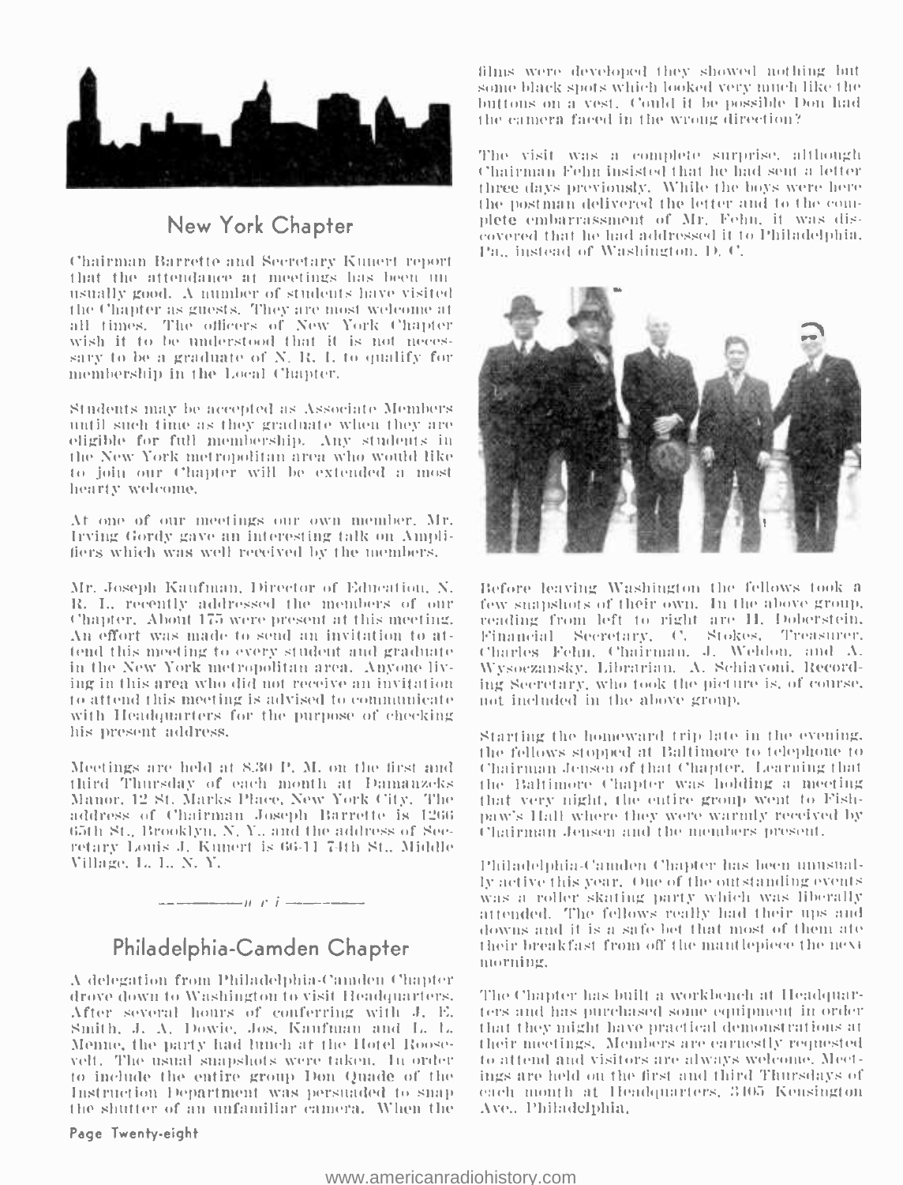## New York Chapter

Chairman Barrette and Secretary Kunert report that the attendance at meetings has been unusually good. A number of students have visited the Chapter as guests. They are most welcome at all times. The officers of New York Chapter wish it to be understood that it is not necessary to be a graduate of N. R. I. to qualify for membership in the Local Chapter.

Students may be accepted as Associate Members until such time as they graduate when they are eligible for full membership. Any students in the New York metropolitan area who would like to join our Chapter will be extended a most hearty welcome.

At one of our meetings our own member, Mr. Irving Gordy gave an interesting talk on Amplifiers which was well received by the members.

Mr. Joseph Kaufman, Director of Education, N. R. I., recently addressed the members of our Chapter. About 175 were present at this meeting. An effort was made to send an invitation to attend this meeting to every student and graduate in the New York metropolitan area. Anyone living in this area who did not receive an invitation to attend this meeting is advised to communicate with Headquarters for the purpose of checking his present address.

Meetings are held at 8.30 P. M. on the first and third Thursday of each month at Damanzeks Manor, 12 St. Marks Place, New York City. The address of Chairman Joseph Barrette is 1266 65th St., Brooklyn, N. Y., and the address of Secretary Louis J. Kunert is 66-11 74th St., Middle Village, L. I., N. Y.

———— n r i ————

## Philadelphia-Camden Chapter

A delegation from Philadelphia-Camden Chapter drove down to Washington to visit Headquarters. After several hours of conferring with J. E. Smith, J. A. Dowie, Jos. Kaufman and L. L. Menne, the party had lunch at the Hotel Roosevelt. The usual snapshots were taken. In order to include the entire group Don Quade of the Instruction Department was persuaded to snap the shutter of an unfamiliar camera. When the films were developed they showed nothing but some black spots which looked very much like the buttons on a vest. Could it be possible Don had the camera faced in the wrong direction?

The visit was a complete surprise, although Chairman Fehn insisted that he had sent a letter three days previously. While the boys were here the postman delivered the letter and to the complete embarrassment of Mr. Fehn, it was discovered that he had addressed it to Philadelphia, Pa., instead of Washington, D. C.

Before leaving Washington the fellows took a few snapshots of their own. In the above group, reading from left to right are H. Doberstein, Financial Secretary, C. Stokes, Treasurer, Charles Fehn, Chairman, J. Weldon, and A. Wysoczansky, Librarian. A. Schiavoni, Recording Secretary, who took the picture is, of course, not included in the above group.

Starting the homeward trip late in the evening, the fellows stopped at Baltimore to telephone to Chairman Jensen of that Chapter. Learning that the Baltimore Chapter was holding a meeting that very night, the entire group went to Fishpaw's Hall where they were warmly received by Chairman Jensen and the members present.

Philadelphia-Camden Chapter has been unusually active this year. One of the outstanding events was a roller skating party which was liberally attended. The fellows really had their ups and downs and it is a safe bet that most of them ate their breakfast from off the mantlepiece the next morning.

The Chapter has built a workbench at Headquarters and has purchased some equipment in order that they might have practical demonstrations at their meetings. Members are earnestly requested to attend and visitors are always welcome. Meetings are held on the first and third Thursdays of each month at Headquarters, 3405 Kensington Ave., Philadelphia.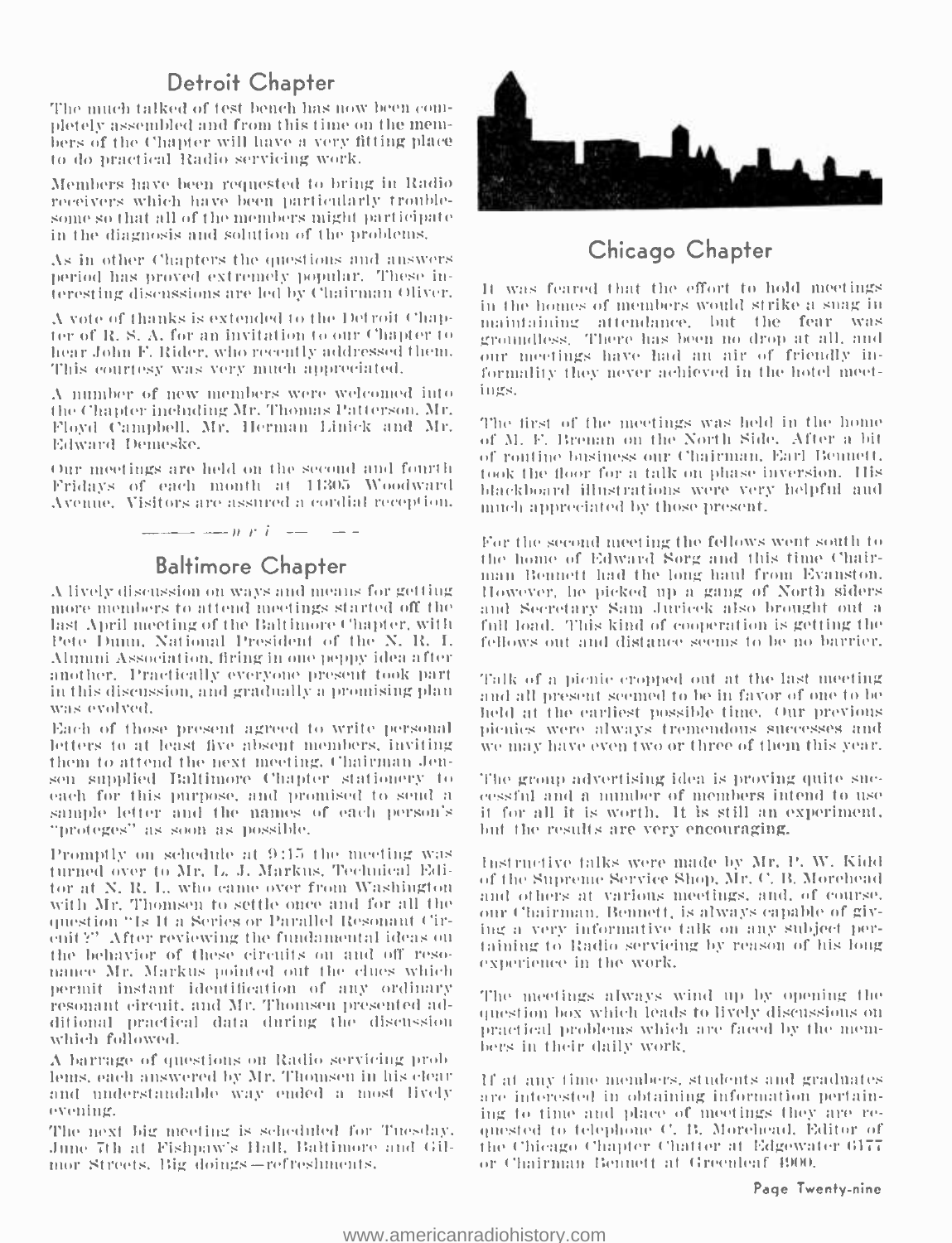## Detroit Chapter

The much talked of test bench has now been completely assembled and from this time on the members of the Chapter will have a very fitting place to do practical Radio servicing work.

Members have been requested to bring in Radio receivers which have been particularly troublesome so that all of the members might participate in the diagnosis and solution of the problems.

As in other Chapters the questions and answers period has proved extremely popular. These interesting discussions are led by Chairman Oliver.

A vote of thanks is extended to the Detroit Chapter of R. S. A. for an invitation to our Chapter to hear John F. Rider, who recently addressed them. This courtesy was very much appreciated.

A number of new members were welcomed into the Chapter including Mr. Thomas Patterson, Mr. Floyd Campbell, Mr. Herman Linick and Mr. Edward Demeske.

Our meetings are held on the second and fourth Fridays of each month at 11305 Woodward Avenue. Visitors are assured a cordial reception.

## Baltimore Chapter

A lively discussion on ways and means for getting more members to attend meetings started off the last April meeting of the Baltimore Chapter, with Pete Dunn, National President of the N. R. I. Alumni Association, firing in one peppy idea after another. Practically everyone present took part in this discussion, and gradually a promising plan was evolved.

Each of those present agreed to write personal letters to at least five absent members, inviting them to attend the next meeting. Chairman Jensen supplied Baltimore Chapter stationery to each for this purpose, and promised to send a sample letter and the names of each person's "proteges" as soon as possible.

Promptly on schedule at 9:15 the meeting was turned over to Mr. L. J. Markus, Technical Editor at N. R. I., who came over from Washington with Mr. Thomsen to settle once and for all the question "Is It a Series or Parallel Resonant Circuit?" After reviewing the fundamental ideas on the behavior of these circuits on and off resonance Mr. Markus pointed out the clues which permit instant identification of any ordinary resonant circuit, and Mr. Thomsen presented additional practical data during the discussion which followed.

A barrage of questions on Radio servicing problems, each answered by Mr. Thomsen in his clear and understandable way ended a most lively evening.

The next big meeting is scheduled for Tuesday, June 7th at Fishpaw's Hall, Baltimore and Gilmor Streets. Big doings—refreshments.

## Chicago Chapter

It was feared that the effort to hold meetings in the homes of members would strike a snag in maintaining attendance, but the fear was groundless. There has been no drop at all, and our meetings have had an air of friendly informality they never achieved in the hotel meetings.

The first of the meetings was held in the home of M. F. Brenan on the North Side. After a bit of routine business our Chairman, Earl Bennett, took the floor for a talk on phase inversion. His blackboard illustrations were very helpful and much appreciated by those present.

For the second meeting the fellows went south to the home of Edward Sorg and this time Chairman Bennett had the long haul from Evanston. However, he picked up a gang of North siders and Secretary Sam Juricek also brought out a full load. This kind of cooperation is getting the fellows out and distance seems to be no barrier.

Talk of a picnic cropped out at the last meeting and all present seemed to be in favor of one to be held at the earliest possible time. Our previous picnics were always tremendous successes and we may have even two or three of them this year.

The group advertising idea is proving quite successful and a number of members intend to use it for all it is worth. It is still an experiment, but the results are very encouraging.

Instructive talks were made by Mr. P. W. Kidd of the Supreme Service Shop, Mr. C. B. Morehead and others at various meetings, and, of course, our Chairman, Bennett, is always capable of giving a very informative talk on any subject pertaining to Radio servicing by reason of his long experience in the work.

The meetings always wind up by opening the question box which leads to lively discussions on practical problems which are faced by the members in their daily work.

If at any time members, students and graduates are interested in obtaining information pertaining to time and place of meetings they are requested to telephone C. B. Morehead, Editor of the Chicago Chapter Chatter at Edgewater 6177 or Chairman Bennett at Greenleaf 4900.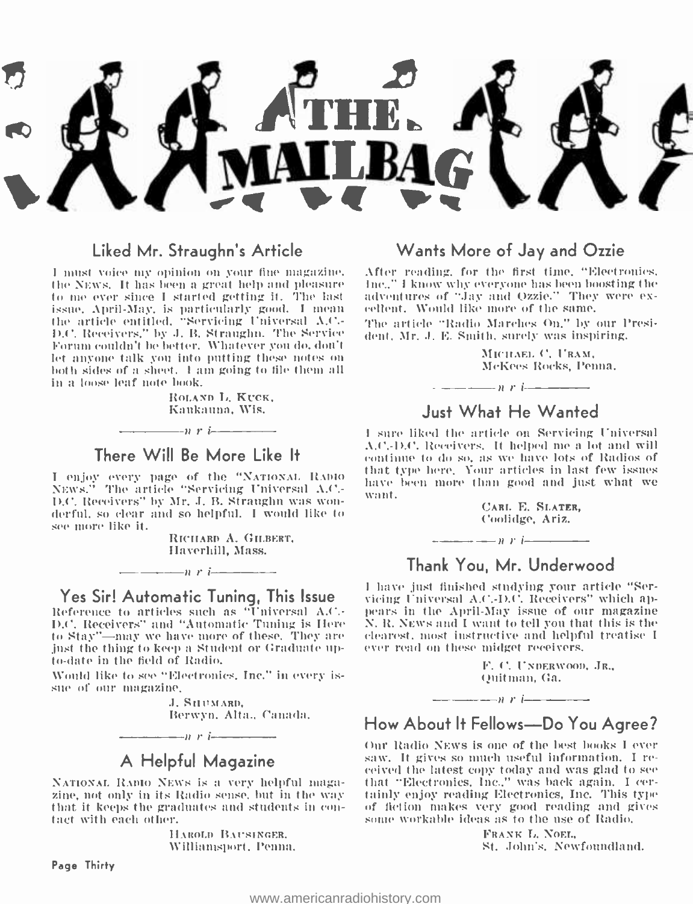# THE MAILBAG

## Liked Mr. Straughn's Article

I must voice my opinion on your fine magazine, the NEWS. It has been a great help and pleasure to me ever since I started getting it. The last issue, April-May, is particularly good. I mean the article entitled, "Servicing Universal A.C.-D.C. Receivers," by J. B. Straughn. The Service Forum couldn't be better. Whatever you do, don't let anyone talk you into putting these notes on both sides of a sheet. I am going to file them all in a loose leaf note book.

ROLAND L. KUCK,
Kaukauna, Wis.

—n r i—

## There Will Be More Like It

I enjoy every page of the "NATIONAL RADIO NEWS." The article "Servicing Universal A.C.-D.C. Receivers" by Mr. J. B. Straughn was wonderful, so clear and so helpful. I would like to see more like it.

RICHARD A. GILBERT,
Haverhill, Mass.

—n r i—

## Yes Sir! Automatic Tuning, This Issue

Reference to articles such as "Universal A.C.-D.C. Receivers" and "Automatic Tuning is Here to Stay"—may we have more of these. They are just the thing to keep a Student or Graduate up-to-date in the field of Radio.

Would like to see "Electronics, Inc." in every issue of our magazine.

J. SHUMARD,
Berwyn, Alta., Canada.

—n r i—

## A Helpful Magazine

NATIONAL RADIO NEWS is a very helpful magazine, not only in its Radio sense, but in the way that it keeps the graduates and students in contact with each other.

HAROLD BAUSINGER,
Williamsport, Penna.

## Wants More of Jay and Ozzie

After reading, for the first time, "Electronics, Inc.," I know why everyone has been boosting the adventures of "Jay and Ozzie." They were excellent. Would like more of the same.

The article "Radio Marches On," by our President, Mr. J. E. Smith, surely was inspiring.

MICHAEL C. URAM,
McKees Rocks, Penna.

—n r i—

## Just What He Wanted

I sure liked the article on Servicing Universal A.C.-D.C. Receivers. It helped me a lot and will continue to do so, as we have lots of Radios of that type here. Your articles in last few issues have been more than good and just what we want.

CARL E. SLATER,
Coolidge, Ariz.

—n r i—

## Thank You, Mr. Underwood

I have just finished studying your article "Servicing Universal A.C.-D.C. Receivers" which appears in the April-May issue of our magazine N. R. NEWS and I want to tell you that this is the clearest, most instructive and helpful treatise I ever read on these midget receivers.

F. C. UNDERWOOD, JR.,
Quitman, Ga.

—n r i—

## How About It Fellows—Do You Agree?

Our Radio NEWS is one of the best books I ever saw. It gives so much useful information. I received the latest copy today and was glad to see that "Electronics, Inc.," was back again. I certainly enjoy reading Electronics, Inc. This type of fiction makes very good reading and gives some workable ideas as to the use of Radio.

FRANK L. NOEL,
St. John's, Newfoundland.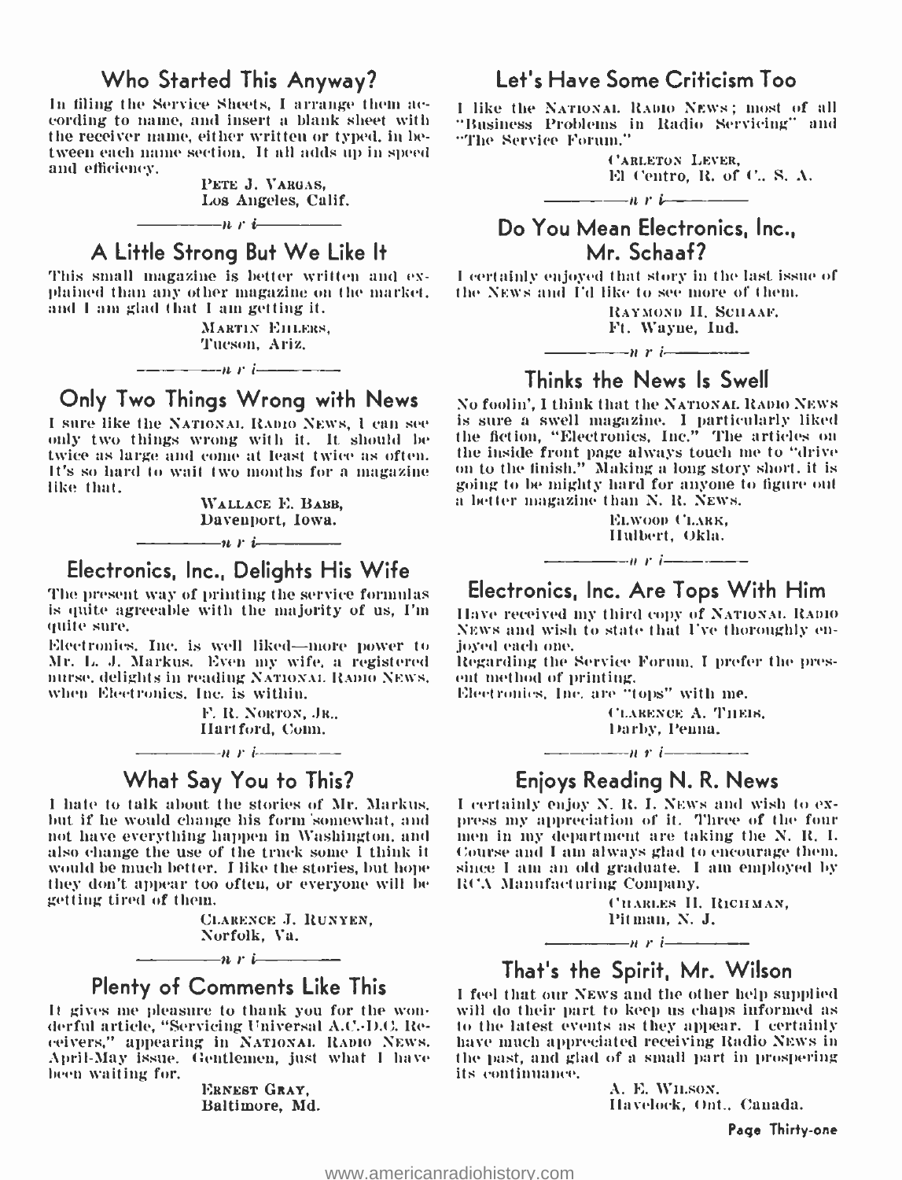## Who Started This Anyway?

In filing the Service Sheets, I arrange them according to name, and insert a blank sheet with the receiver name, either written or typed, in between each name section. It all adds up in speed and efficiency.

PETE J. VARGAS,
Los Angeles, Calif.

—n r i—

## A Little Strong But We Like It

This small magazine is better written and explained than any other magazine on the market, and I am glad that I am getting it.

MARTIN EHLERS,
Tucson, Ariz.

—n r i—

## Only Two Things Wrong with News

I sure like the NATIONAL RADIO NEWS, I can see only two things wrong with it. It should be twice as large and come at least twice as often. It's so hard to wait two months for a magazine like that.

WALLACE E. BABB,
Davenport, Iowa.

—n r i—

## Electronics, Inc., Delights His Wife

The present way of printing the service formulas is quite agreeable with the majority of us, I'm quite sure.

Electronics, Inc. is well liked—more power to Mr. L. J. Markus. Even my wife, a registered nurse, delights in reading NATIONAL RADIO NEWS, when Electronics, Inc. is within.

F. R. NORTON, JR.,
Hartford, Conn.

—n r i—

## What Say You to This?

I hate to talk about the stories of Mr. Markus, but if he would change his form somewhat, and not have everything happen in Washington, and also change the use of the truck some I think it would be much better. I like the stories, but hope they don't appear too often, or everyone will be getting tired of them.

CLARENCE J. RUNYEN,
Norfolk, Va.

—n r i—

## Plenty of Comments Like This

It gives me pleasure to thank you for the wonderful article, "Servicing Universal A.C.-D.C. Receivers," appearing in NATIONAL RADIO NEWS, April-May issue. Gentlemen, just what I have been waiting for.

ERNEST GRAY,
Baltimore, Md.

## Let's Have Some Criticism Too

I like the NATIONAL RADIO NEWS; most of all "Business Problems in Radio Servicing" and "The Service Forum."

CARLETON LEVER,
El Centro, R. of C., S. A.

—n r i—

## Do You Mean Electronics, Inc., Mr. Schaaf?

I certainly enjoyed that story in the last issue of the NEWS and I'd like to see more of them.

RAYMOND H. SCHAAF,
Ft. Wayne, Ind.

—n r i—

## Thinks the News Is Swell

No foolin', I think that the NATIONAL RADIO NEWS is sure a swell magazine. I particularly liked the fiction, "Electronics, Inc." The articles on the inside front page always touch me to "drive on to the finish." Making a long story short, it is going to be mighty hard for anyone to figure out a better magazine than N. R. NEWS.

ELWOOD CLARK,
Hulbert, Okla.

—n r i—

## Electronics, Inc. Are Tops With Him

Have received my third copy of NATIONAL RADIO NEWS and wish to state that I've thoroughly enjoyed each one.

Regarding the Service Forum, I prefer the present method of printing.

Electronics, Inc. are "tops" with me.

CLARENCE A. THEIS,
Darby, Penna.

—n r i—

## Enjoys Reading N. R. News

I certainly enjoy N. R. I. NEWS and wish to express my appreciation of it. Three of the four men in my department are taking the N. R. I. Course and I am always glad to encourage them, since I am an old graduate. I am employed by RCA Manufacturing Company.

CHARLES H. RICHMAN,
Pitman, N. J.

—n r i—

## That's the Spirit, Mr. Wilson

I feel that our NEWS and the other help supplied will do their part to keep us chaps informed as to the latest events as they appear. I certainly have much appreciated receiving Radio NEWS in the past, and glad of a small part in prospering its continuance.

A. E. WILSON,
Havelock, Ont., Canada.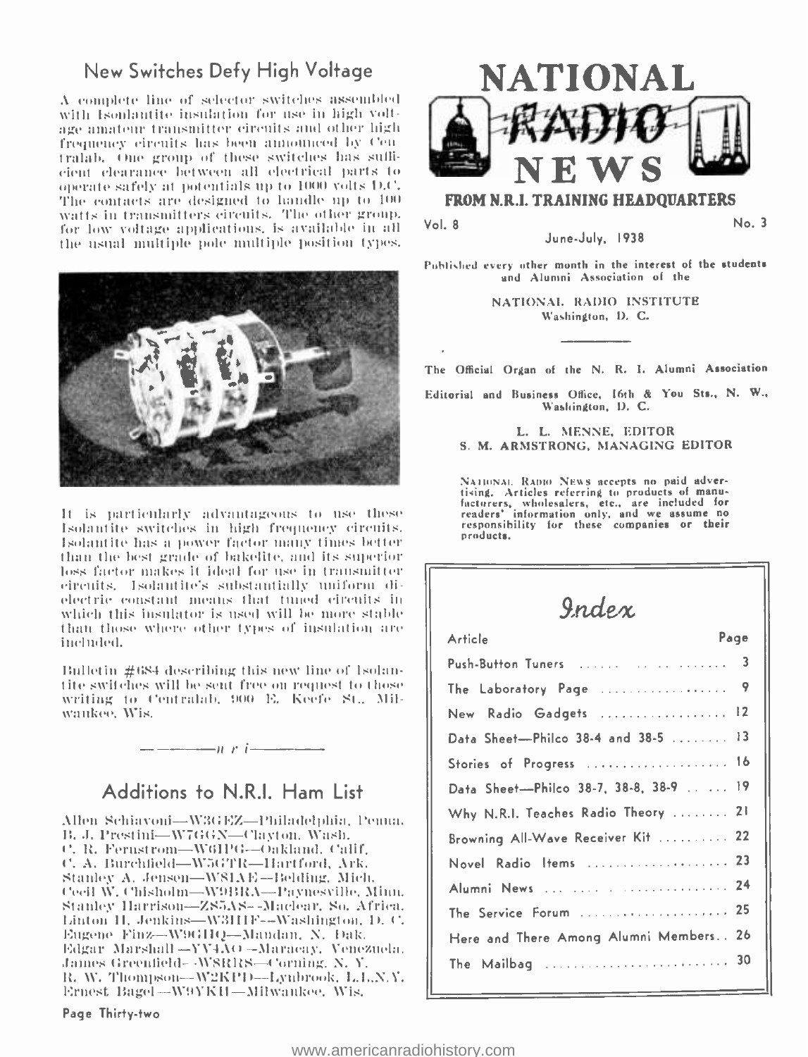## New Switches Defy High Voltage

A complete line of selector switches assembled with Isolantite insulation for use in high voltage amateur transmitter circuits and other high frequency circuits has been announced by Centralab. One group of these switches has sufficient clearance between all electrical parts to operate safely at potentials up to 1000 volts D.C. The contacts are designed to handle up to 100 watts in transmitters circuits. The other group, for low voltage applications, is available in all the usual multiple pole multiple position types.

It is particularly advantageous to use these Isolantite switches in high frequency circuits. Isolantite has a power factor many times better than the best grade of bakelite, and its superior loss factor makes it ideal for use in transmitter circuits. Isolantite's substantially uniform dielectric constant means that tuned circuits in which this insulator is used will be more stable than those where other types of insulation are included.

Bulletin #684 describing this new line of Isolantite switches will be sent free on request to those writing to Centralab, 900 E. Keefe St., Milwaukee, Wis.

—————n r i—————

## Additions to N.R.I. Ham List

Allen Schiavoni—W3GEZ—Philadelphia, Penna.
R. J. Prestini—W7GGN—Clayton, Wash.
C. R. Fernstrom—W6IPG—Oakland, Calif.
C. A. Burchfield—W5GTR—Hartford, Ark.
Stanley A. Jensen—W8IAE—Belding, Mich.
Cecil W. Chisholm—W9BRA—Paynesville, Minn.
Stanley Harrison—ZS5AS—Maclear, So. Africa.
Linton H. Jenkins—W3HIF—Washington, D. C.
Eugene Finz—W9GHQ—Mandan, N. Dak.
Edgar Marshall—YV4AO—Maracay, Venezuela.
James Greenfield—W8RRS—Corning, N. Y.
R. W. Thompson—W2KPD—Lynbrook, L.I.,N.Y.
Ernest Bagel—W9YKH—Milwaukee, Wis.

# NATIONAL RADIO NEWS

**FROM N.R.I. TRAINING HEADQUARTERS**

Vol. 8 — June-July, 1938 — No. 3

Published every other month in the interest of the students and Alumni Association of the

NATIONAL RADIO INSTITUTE
Washington, D. C.

The Official Organ of the N. R. I. Alumni Association

Editorial and Business Office, 16th & You Sts., N. W., Washington, D. C.

L. L. MENNE, EDITOR
S. M. ARMSTRONG, MANAGING EDITOR

NATIONAL RADIO NEWS accepts no paid advertising. Articles referring to products of manufacturers, wholesalers, etc., are included for readers' information only, and we assume no responsibility for these companies or their products.

## Index

| Article | Page |
|---|---|
| Push-Button Tuners | 3 |
| The Laboratory Page | 9 |
| New Radio Gadgets | 12 |
| Data Sheet—Philco 38-4 and 38-5 | 13 |
| Stories of Progress | 16 |
| Data Sheet—Philco 38-7, 38-8, 38-9 | 19 |
| Why N.R.I. Teaches Radio Theory | 21 |
| Browning All-Wave Receiver Kit | 22 |
| Novel Radio Items | 23 |
| Alumni News | 24 |
| The Service Forum | 25 |
| Here and There Among Alumni Members | 26 |
| The Mailbag | 30 |